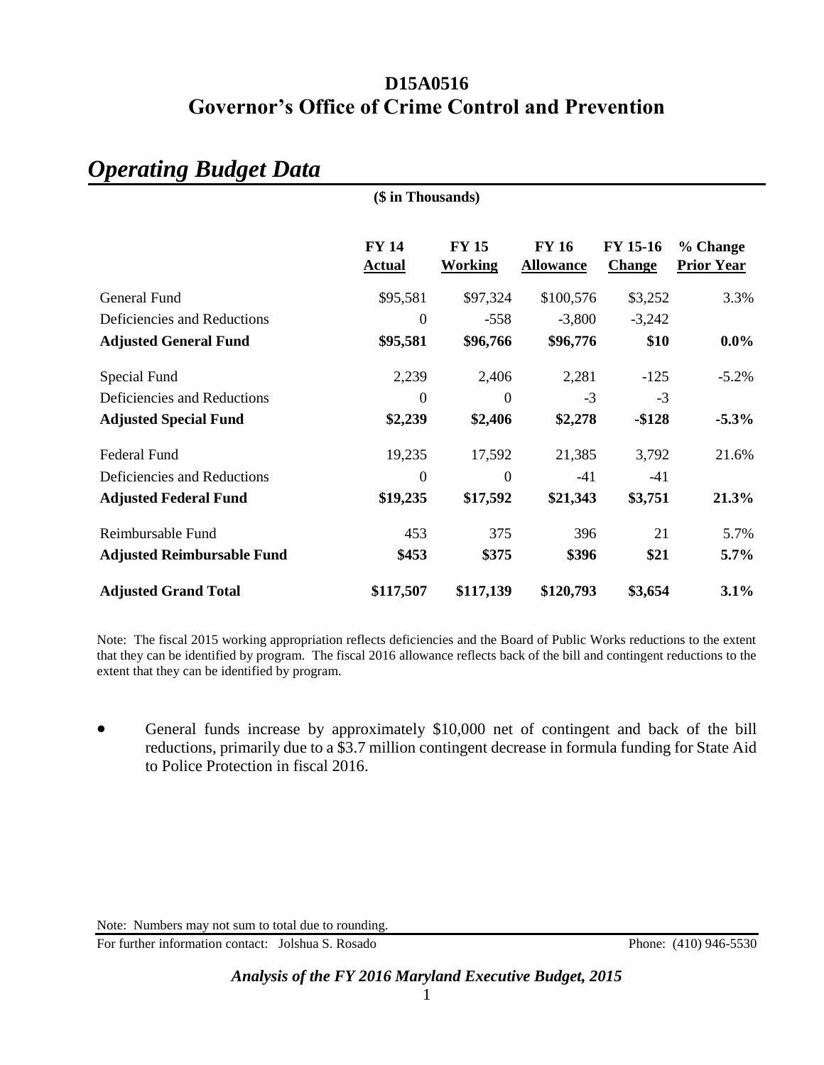# D15A0516
# Governor's Office of Crime Control and Prevention

## *Operating Budget Data*

(\$ in Thousands)

| | FY 14 Actual | FY 15 Working | FY 16 Allowance | FY 15-16 Change | % Change Prior Year |
|---|---|---|---|---|---|
| General Fund | \$95,581 | \$97,324 | \$100,576 | \$3,252 | 3.3% |
| Deficiencies and Reductions | 0 | -558 | -3,800 | -3,242 | |
| **Adjusted General Fund** | **\$95,581** | **\$96,766** | **\$96,776** | **\$10** | **0.0%** |
| Special Fund | 2,239 | 2,406 | 2,281 | -125 | -5.2% |
| Deficiencies and Reductions | 0 | 0 | -3 | -3 | |
| **Adjusted Special Fund** | **\$2,239** | **\$2,406** | **\$2,278** | **-\$128** | **-5.3%** |
| Federal Fund | 19,235 | 17,592 | 21,385 | 3,792 | 21.6% |
| Deficiencies and Reductions | 0 | 0 | -41 | -41 | |
| **Adjusted Federal Fund** | **\$19,235** | **\$17,592** | **\$21,343** | **\$3,751** | **21.3%** |
| Reimbursable Fund | 453 | 375 | 396 | 21 | 5.7% |
| **Adjusted Reimbursable Fund** | **\$453** | **\$375** | **\$396** | **\$21** | **5.7%** |
| **Adjusted Grand Total** | **\$117,507** | **\$117,139** | **\$120,793** | **\$3,654** | **3.1%** |

Note: The fiscal 2015 working appropriation reflects deficiencies and the Board of Public Works reductions to the extent that they can be identified by program. The fiscal 2016 allowance reflects back of the bill and contingent reductions to the extent that they can be identified by program.

- General funds increase by approximately \$10,000 net of contingent and back of the bill reductions, primarily due to a \$3.7 million contingent decrease in formula funding for State Aid to Police Protection in fiscal 2016.

Note: Numbers may not sum to total due to rounding.

For further information contact: Jolshua S. Rosado Phone: (410) 946-5530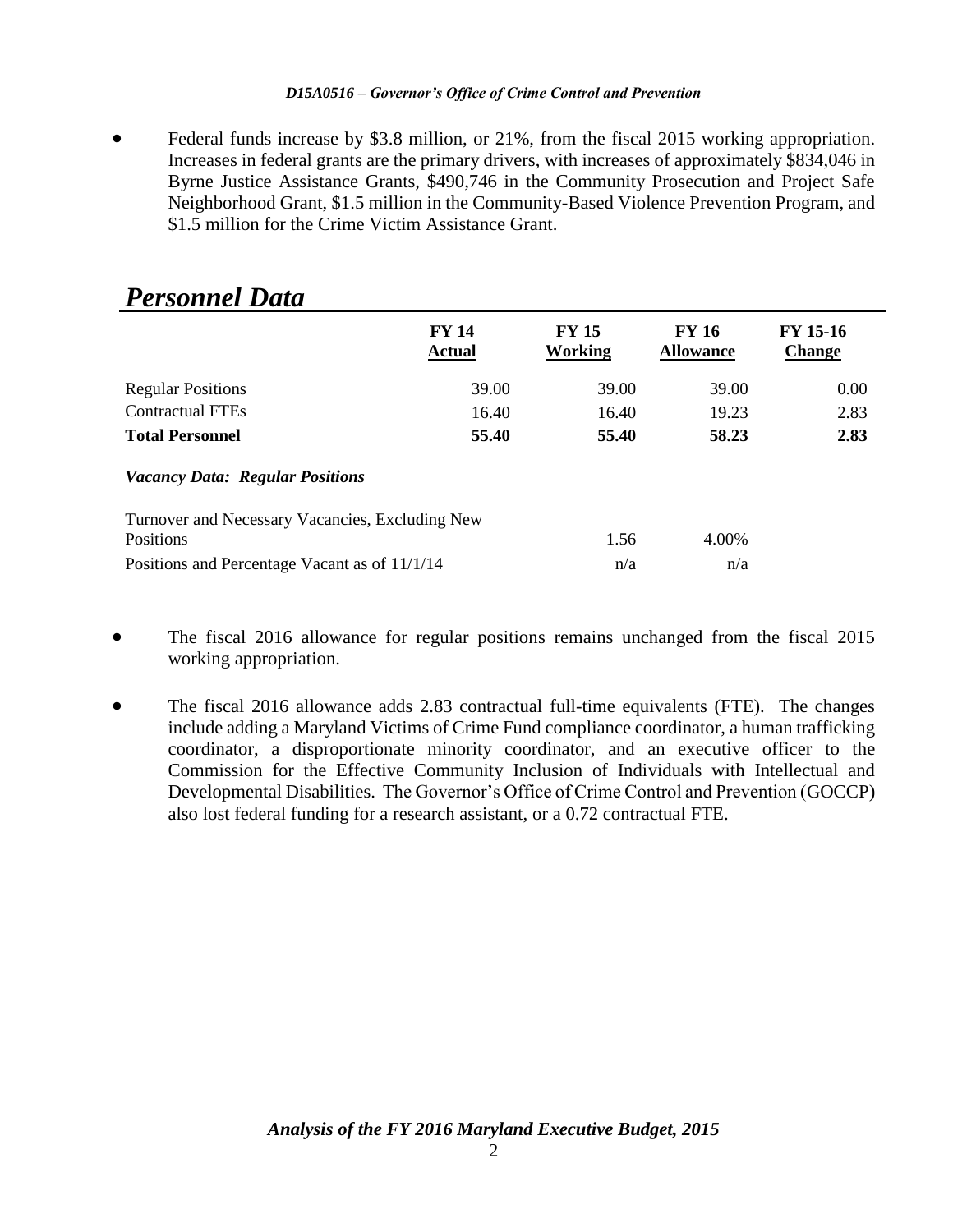- Federal funds increase by $3.8 million, or 21%, from the fiscal 2015 working appropriation. Increases in federal grants are the primary drivers, with increases of approximately $834,046 in Byrne Justice Assistance Grants, $490,746 in the Community Prosecution and Project Safe Neighborhood Grant, $1.5 million in the Community-Based Violence Prevention Program, and $1.5 million for the Crime Victim Assistance Grant.

## *Personnel Data*

| | FY 14 Actual | FY 15 Working | FY 16 Allowance | FY 15-16 Change |
|---|---|---|---|---|
| Regular Positions | 39.00 | 39.00 | 39.00 | 0.00 |
| Contractual FTEs | 16.40 | 16.40 | 19.23 | 2.83 |
| **Total Personnel** | **55.40** | **55.40** | **58.23** | **2.83** |
| ***Vacancy Data: Regular Positions*** | | | | |
| Turnover and Necessary Vacancies, Excluding New Positions | | 1.56 | 4.00% | |
| Positions and Percentage Vacant as of 11/1/14 | | n/a | n/a | |

- The fiscal 2016 allowance for regular positions remains unchanged from the fiscal 2015 working appropriation.

- The fiscal 2016 allowance adds 2.83 contractual full-time equivalents (FTE). The changes include adding a Maryland Victims of Crime Fund compliance coordinator, a human trafficking coordinator, a disproportionate minority coordinator, and an executive officer to the Commission for the Effective Community Inclusion of Individuals with Intellectual and Developmental Disabilities. The Governor's Office of Crime Control and Prevention (GOCCP) also lost federal funding for a research assistant, or a 0.72 contractual FTE.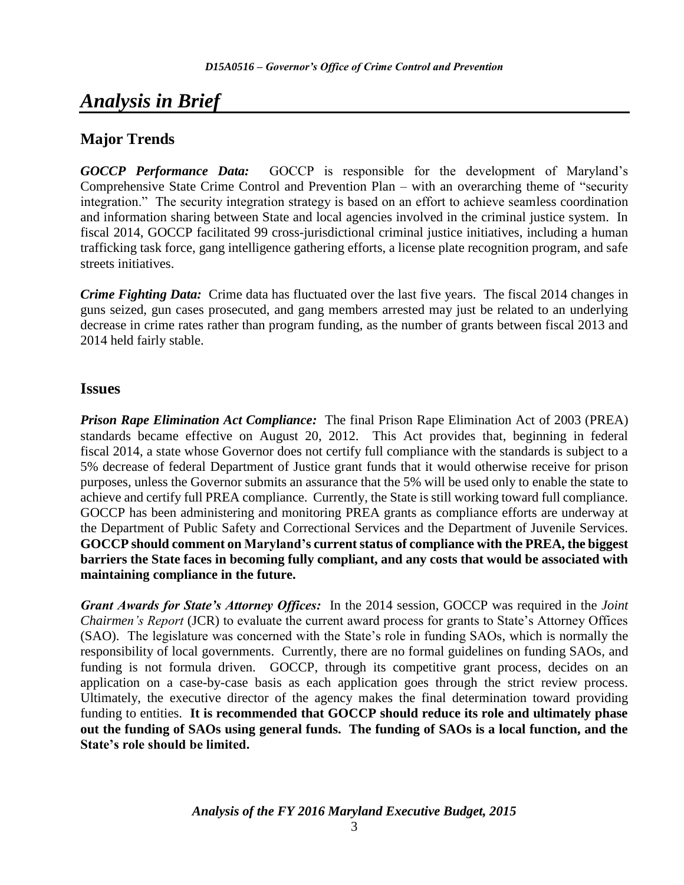# *Analysis in Brief*

## Major Trends

***GOCCP Performance Data:*** GOCCP is responsible for the development of Maryland's Comprehensive State Crime Control and Prevention Plan – with an overarching theme of "security integration." The security integration strategy is based on an effort to achieve seamless coordination and information sharing between State and local agencies involved in the criminal justice system. In fiscal 2014, GOCCP facilitated 99 cross-jurisdictional criminal justice initiatives, including a human trafficking task force, gang intelligence gathering efforts, a license plate recognition program, and safe streets initiatives.

***Crime Fighting Data:*** Crime data has fluctuated over the last five years. The fiscal 2014 changes in guns seized, gun cases prosecuted, and gang members arrested may just be related to an underlying decrease in crime rates rather than program funding, as the number of grants between fiscal 2013 and 2014 held fairly stable.

## Issues

***Prison Rape Elimination Act Compliance:*** The final Prison Rape Elimination Act of 2003 (PREA) standards became effective on August 20, 2012. This Act provides that, beginning in federal fiscal 2014, a state whose Governor does not certify full compliance with the standards is subject to a 5% decrease of federal Department of Justice grant funds that it would otherwise receive for prison purposes, unless the Governor submits an assurance that the 5% will be used only to enable the state to achieve and certify full PREA compliance. Currently, the State is still working toward full compliance. GOCCP has been administering and monitoring PREA grants as compliance efforts are underway at the Department of Public Safety and Correctional Services and the Department of Juvenile Services. **GOCCP should comment on Maryland's current status of compliance with the PREA, the biggest barriers the State faces in becoming fully compliant, and any costs that would be associated with maintaining compliance in the future.**

***Grant Awards for State's Attorney Offices:*** In the 2014 session, GOCCP was required in the *Joint Chairmen's Report* (JCR) to evaluate the current award process for grants to State's Attorney Offices (SAO). The legislature was concerned with the State's role in funding SAOs, which is normally the responsibility of local governments. Currently, there are no formal guidelines on funding SAOs, and funding is not formula driven. GOCCP, through its competitive grant process, decides on an application on a case-by-case basis as each application goes through the strict review process. Ultimately, the executive director of the agency makes the final determination toward providing funding to entities. **It is recommended that GOCCP should reduce its role and ultimately phase out the funding of SAOs using general funds. The funding of SAOs is a local function, and the State's role should be limited.**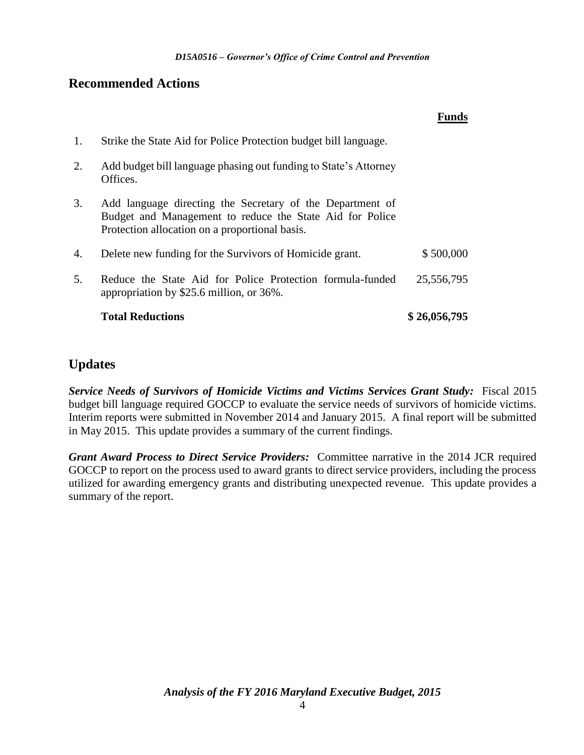## Recommended Actions

| | | Funds |
|---|---|---|
| 1. | Strike the State Aid for Police Protection budget bill language. | |
| 2. | Add budget bill language phasing out funding to State's Attorney Offices. | |
| 3. | Add language directing the Secretary of the Department of Budget and Management to reduce the State Aid for Police Protection allocation on a proportional basis. | |
| 4. | Delete new funding for the Survivors of Homicide grant. | $ 500,000 |
| 5. | Reduce the State Aid for Police Protection formula-funded appropriation by $25.6 million, or 36%. | 25,556,795 |
| | **Total Reductions** | **$ 26,056,795** |

## Updates

***Service Needs of Survivors of Homicide Victims and Victims Services Grant Study:*** Fiscal 2015 budget bill language required GOCCP to evaluate the service needs of survivors of homicide victims. Interim reports were submitted in November 2014 and January 2015. A final report will be submitted in May 2015. This update provides a summary of the current findings.

***Grant Award Process to Direct Service Providers:*** Committee narrative in the 2014 JCR required GOCCP to report on the process used to award grants to direct service providers, including the process utilized for awarding emergency grants and distributing unexpected revenue. This update provides a summary of the report.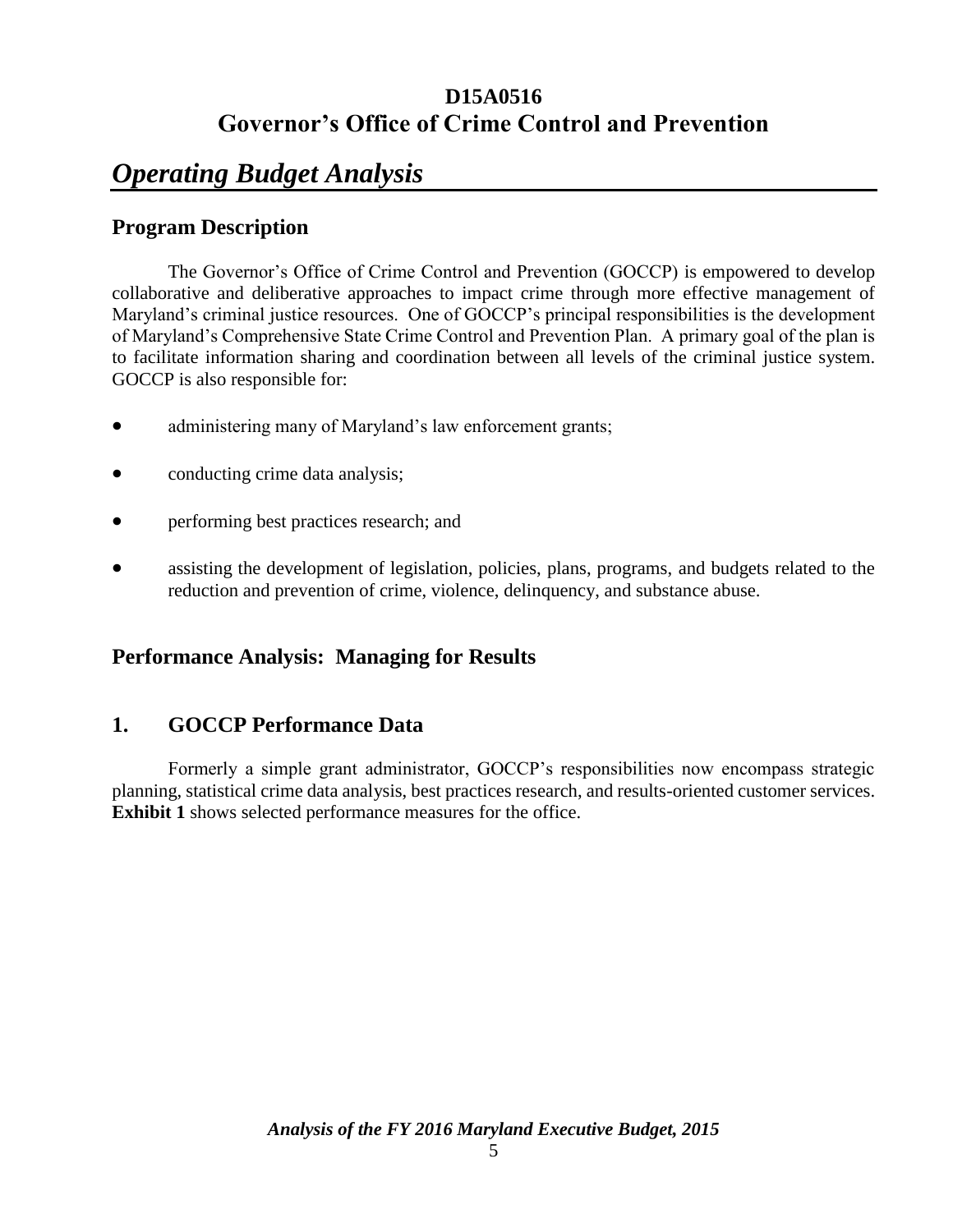# D15A0516
# Governor's Office of Crime Control and Prevention

## *Operating Budget Analysis*

### Program Description

The Governor's Office of Crime Control and Prevention (GOCCP) is empowered to develop collaborative and deliberative approaches to impact crime through more effective management of Maryland's criminal justice resources. One of GOCCP's principal responsibilities is the development of Maryland's Comprehensive State Crime Control and Prevention Plan. A primary goal of the plan is to facilitate information sharing and coordination between all levels of the criminal justice system. GOCCP is also responsible for:

- administering many of Maryland's law enforcement grants;
- conducting crime data analysis;
- performing best practices research; and
- assisting the development of legislation, policies, plans, programs, and budgets related to the reduction and prevention of crime, violence, delinquency, and substance abuse.

### Performance Analysis: Managing for Results

### 1. GOCCP Performance Data

Formerly a simple grant administrator, GOCCP's responsibilities now encompass strategic planning, statistical crime data analysis, best practices research, and results-oriented customer services. **Exhibit 1** shows selected performance measures for the office.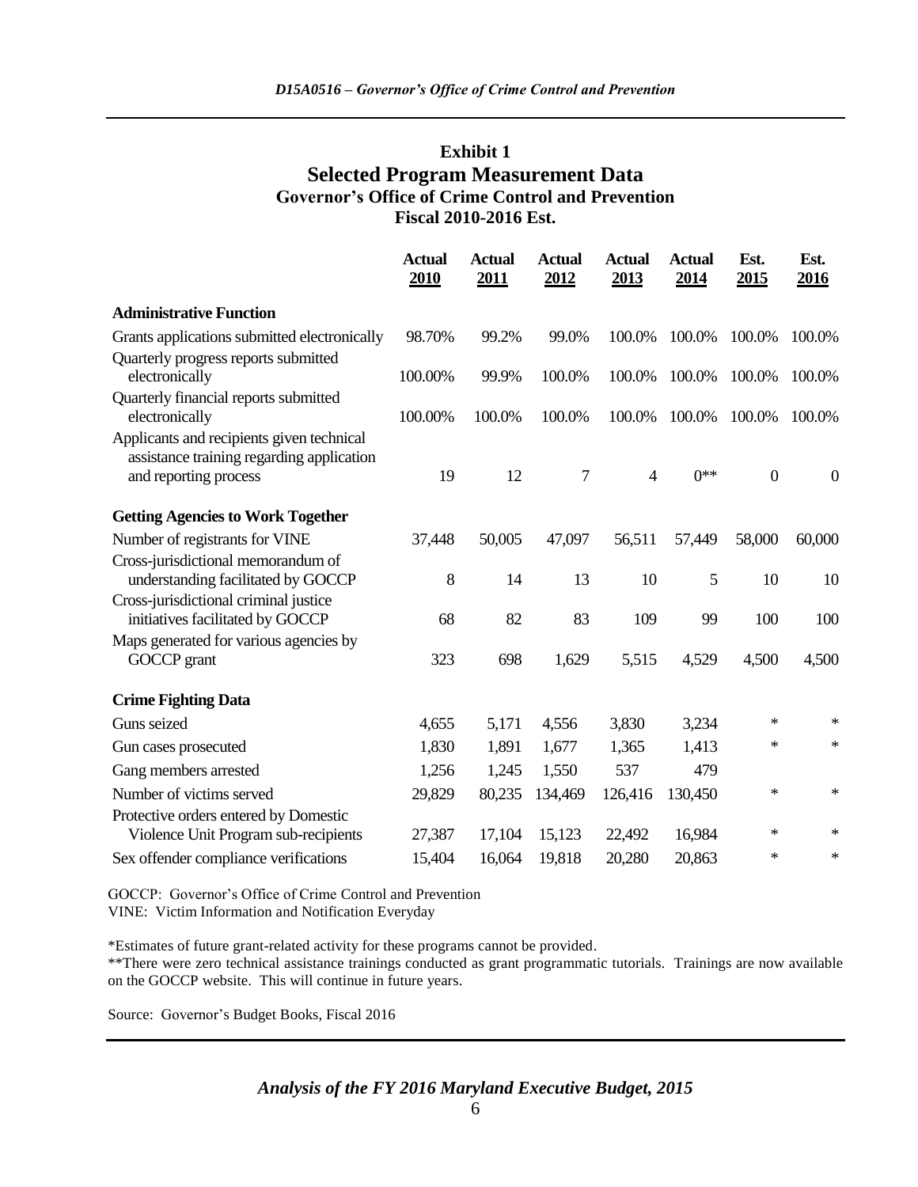## Exhibit 1
## Selected Program Measurement Data
### Governor's Office of Crime Control and Prevention
### Fiscal 2010-2016 Est.

| | Actual 2010 | Actual 2011 | Actual 2012 | Actual 2013 | Actual 2014 | Est. 2015 | Est. 2016 |
|---|---|---|---|---|---|---|---|
| **Administrative Function** | | | | | | | |
| Grants applications submitted electronically | 98.70% | 99.2% | 99.0% | 100.0% | 100.0% | 100.0% | 100.0% |
| Quarterly progress reports submitted electronically | 100.00% | 99.9% | 100.0% | 100.0% | 100.0% | 100.0% | 100.0% |
| Quarterly financial reports submitted electronically | 100.00% | 100.0% | 100.0% | 100.0% | 100.0% | 100.0% | 100.0% |
| Applicants and recipients given technical assistance training regarding application and reporting process | 19 | 12 | 7 | 4 | 0** | 0 | 0 |
| **Getting Agencies to Work Together** | | | | | | | |
| Number of registrants for VINE | 37,448 | 50,005 | 47,097 | 56,511 | 57,449 | 58,000 | 60,000 |
| Cross-jurisdictional memorandum of understanding facilitated by GOCCP | 8 | 14 | 13 | 10 | 5 | 10 | 10 |
| Cross-jurisdictional criminal justice initiatives facilitated by GOCCP | 68 | 82 | 83 | 109 | 99 | 100 | 100 |
| Maps generated for various agencies by GOCCP grant | 323 | 698 | 1,629 | 5,515 | 4,529 | 4,500 | 4,500 |
| **Crime Fighting Data** | | | | | | | |
| Guns seized | 4,655 | 5,171 | 4,556 | 3,830 | 3,234 | * | * |
| Gun cases prosecuted | 1,830 | 1,891 | 1,677 | 1,365 | 1,413 | * | * |
| Gang members arrested | 1,256 | 1,245 | 1,550 | 537 | 479 | | |
| Number of victims served | 29,829 | 80,235 | 134,469 | 126,416 | 130,450 | * | * |
| Protective orders entered by Domestic Violence Unit Program sub-recipients | 27,387 | 17,104 | 15,123 | 22,492 | 16,984 | * | * |
| Sex offender compliance verifications | 15,404 | 16,064 | 19,818 | 20,280 | 20,863 | * | * |

GOCCP: Governor's Office of Crime Control and Prevention
VINE: Victim Information and Notification Everyday

*Estimates of future grant-related activity for these programs cannot be provided.
**There were zero technical assistance trainings conducted as grant programmatic tutorials. Trainings are now available on the GOCCP website. This will continue in future years.

Source: Governor's Budget Books, Fiscal 2016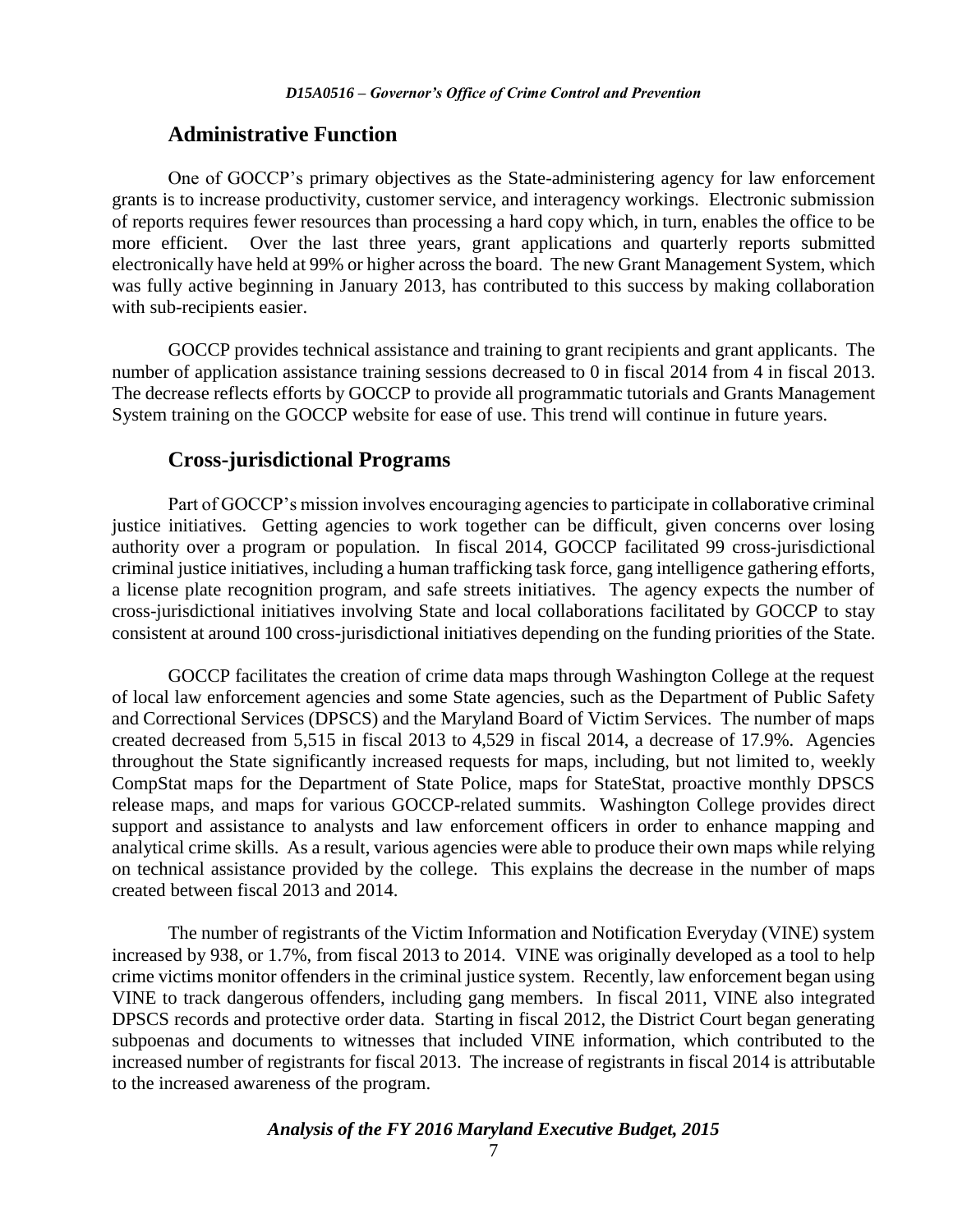## Administrative Function

One of GOCCP's primary objectives as the State-administering agency for law enforcement grants is to increase productivity, customer service, and interagency workings. Electronic submission of reports requires fewer resources than processing a hard copy which, in turn, enables the office to be more efficient. Over the last three years, grant applications and quarterly reports submitted electronically have held at 99% or higher across the board. The new Grant Management System, which was fully active beginning in January 2013, has contributed to this success by making collaboration with sub-recipients easier.

GOCCP provides technical assistance and training to grant recipients and grant applicants. The number of application assistance training sessions decreased to 0 in fiscal 2014 from 4 in fiscal 2013. The decrease reflects efforts by GOCCP to provide all programmatic tutorials and Grants Management System training on the GOCCP website for ease of use. This trend will continue in future years.

## Cross-jurisdictional Programs

Part of GOCCP's mission involves encouraging agencies to participate in collaborative criminal justice initiatives. Getting agencies to work together can be difficult, given concerns over losing authority over a program or population. In fiscal 2014, GOCCP facilitated 99 cross-jurisdictional criminal justice initiatives, including a human trafficking task force, gang intelligence gathering efforts, a license plate recognition program, and safe streets initiatives. The agency expects the number of cross-jurisdictional initiatives involving State and local collaborations facilitated by GOCCP to stay consistent at around 100 cross-jurisdictional initiatives depending on the funding priorities of the State.

GOCCP facilitates the creation of crime data maps through Washington College at the request of local law enforcement agencies and some State agencies, such as the Department of Public Safety and Correctional Services (DPSCS) and the Maryland Board of Victim Services. The number of maps created decreased from 5,515 in fiscal 2013 to 4,529 in fiscal 2014, a decrease of 17.9%. Agencies throughout the State significantly increased requests for maps, including, but not limited to, weekly CompStat maps for the Department of State Police, maps for StateStat, proactive monthly DPSCS release maps, and maps for various GOCCP-related summits. Washington College provides direct support and assistance to analysts and law enforcement officers in order to enhance mapping and analytical crime skills. As a result, various agencies were able to produce their own maps while relying on technical assistance provided by the college. This explains the decrease in the number of maps created between fiscal 2013 and 2014.

The number of registrants of the Victim Information and Notification Everyday (VINE) system increased by 938, or 1.7%, from fiscal 2013 to 2014. VINE was originally developed as a tool to help crime victims monitor offenders in the criminal justice system. Recently, law enforcement began using VINE to track dangerous offenders, including gang members. In fiscal 2011, VINE also integrated DPSCS records and protective order data. Starting in fiscal 2012, the District Court began generating subpoenas and documents to witnesses that included VINE information, which contributed to the increased number of registrants for fiscal 2013. The increase of registrants in fiscal 2014 is attributable to the increased awareness of the program.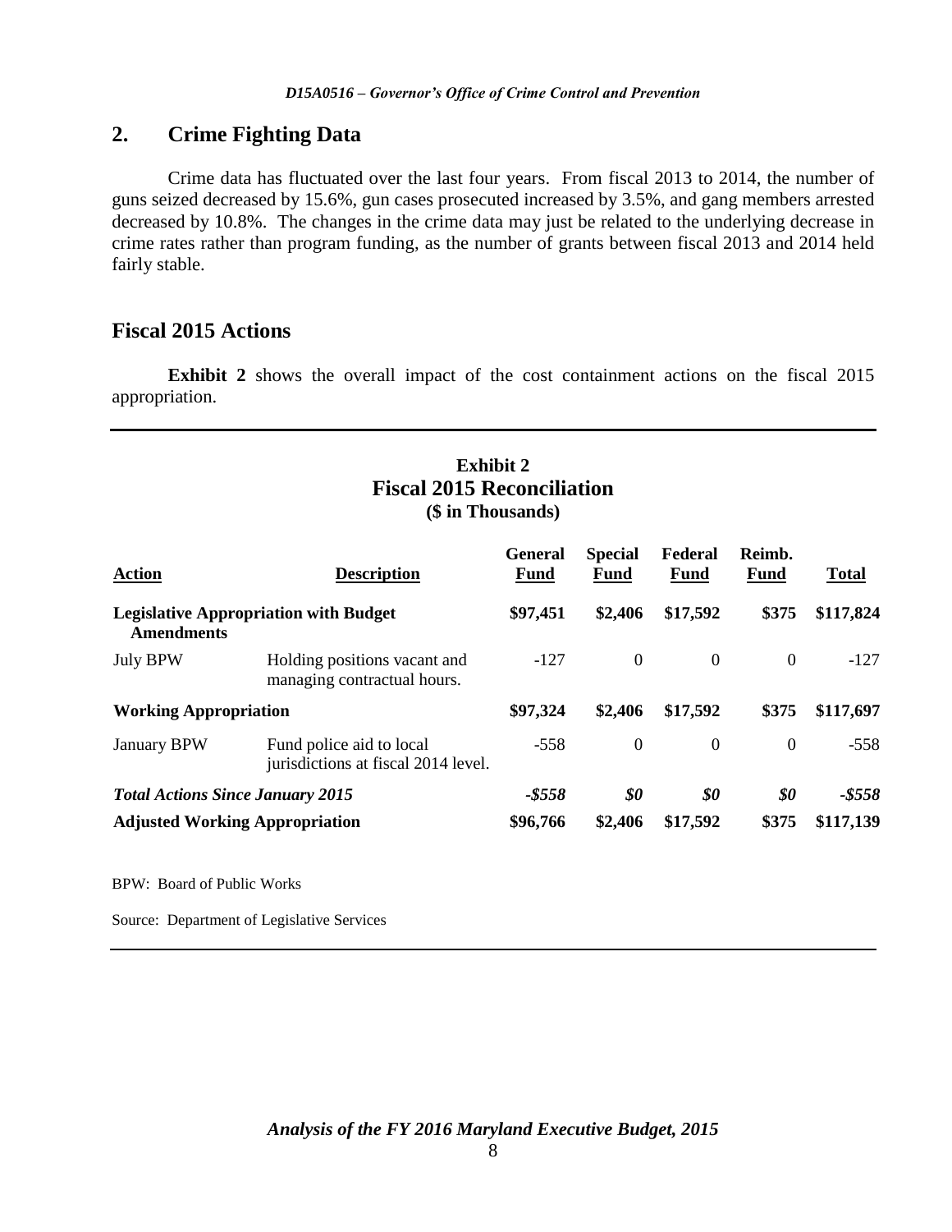## 2. Crime Fighting Data

Crime data has fluctuated over the last four years. From fiscal 2013 to 2014, the number of guns seized decreased by 15.6%, gun cases prosecuted increased by 3.5%, and gang members arrested decreased by 10.8%. The changes in the crime data may just be related to the underlying decrease in crime rates rather than program funding, as the number of grants between fiscal 2013 and 2014 held fairly stable.

## Fiscal 2015 Actions

**Exhibit 2** shows the overall impact of the cost containment actions on the fiscal 2015 appropriation.

**Exhibit 2**
**Fiscal 2015 Reconciliation**
**($ in Thousands)**

| Action | Description | General Fund | Special Fund | Federal Fund | Reimb. Fund | Total |
|---|---|---|---|---|---|---|
| **Legislative Appropriation with Budget Amendments** | | **$97,451** | **$2,406** | **$17,592** | **$375** | **$117,824** |
| July BPW | Holding positions vacant and managing contractual hours. | -127 | 0 | 0 | 0 | -127 |
| **Working Appropriation** | | **$97,324** | **$2,406** | **$17,592** | **$375** | **$117,697** |
| January BPW | Fund police aid to local jurisdictions at fiscal 2014 level. | -558 | 0 | 0 | 0 | -558 |
| ***Total Actions Since January 2015*** | | ***-$558*** | ***$0*** | ***$0*** | ***$0*** | ***-$558*** |
| **Adjusted Working Appropriation** | | **$96,766** | **$2,406** | **$17,592** | **$375** | **$117,139** |

BPW: Board of Public Works

Source: Department of Legislative Services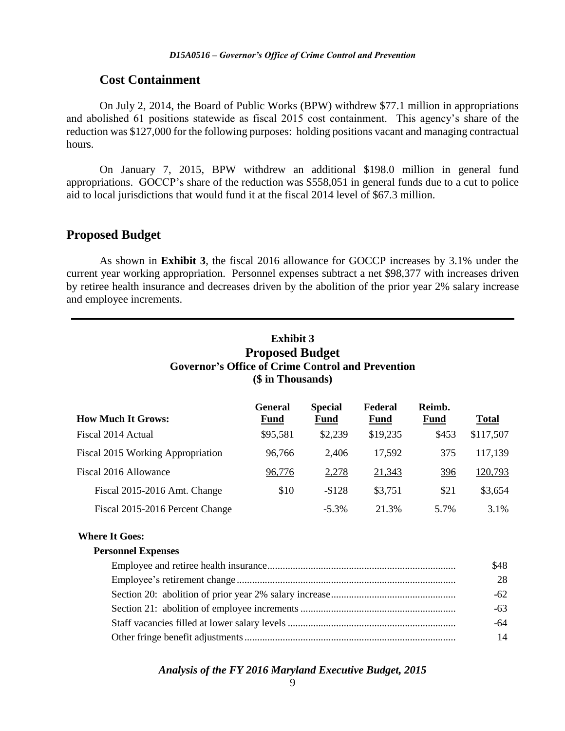## Cost Containment

On July 2, 2014, the Board of Public Works (BPW) withdrew $77.1 million in appropriations and abolished 61 positions statewide as fiscal 2015 cost containment. This agency's share of the reduction was $127,000 for the following purposes: holding positions vacant and managing contractual hours.

On January 7, 2015, BPW withdrew an additional $198.0 million in general fund appropriations. GOCCP's share of the reduction was $558,051 in general funds due to a cut to police aid to local jurisdictions that would fund it at the fiscal 2014 level of $67.3 million.

## Proposed Budget

As shown in **Exhibit 3**, the fiscal 2016 allowance for GOCCP increases by 3.1% under the current year working appropriation. Personnel expenses subtract a net $98,377 with increases driven by retiree health insurance and decreases driven by the abolition of the prior year 2% salary increase and employee increments.

**Exhibit 3**
**Proposed Budget**
**Governor's Office of Crime Control and Prevention**
**($ in Thousands)**

| How Much It Grows: | General Fund | Special Fund | Federal Fund | Reimb. Fund | Total |
|---|---|---|---|---|---|
| Fiscal 2014 Actual | $95,581 | $2,239 | $19,235 | $453 | $117,507 |
| Fiscal 2015 Working Appropriation | 96,766 | 2,406 | 17,592 | 375 | 117,139 |
| Fiscal 2016 Allowance | 96,776 | 2,278 | 21,343 | 396 | 120,793 |
| Fiscal 2015-2016 Amt. Change | $10 | -$128 | $3,751 | $21 | $3,654 |
| Fiscal 2015-2016 Percent Change | | -5.3% | 21.3% | 5.7% | 3.1% |

**Where It Goes:**

**Personnel Expenses**

| | |
|---|---|
| Employee and retiree health insurance | $48 |
| Employee's retirement change | 28 |
| Section 20: abolition of prior year 2% salary increase | -62 |
| Section 21: abolition of employee increments | -63 |
| Staff vacancies filled at lower salary levels | -64 |
| Other fringe benefit adjustments | 14 |

*Analysis of the FY 2016 Maryland Executive Budget, 2015*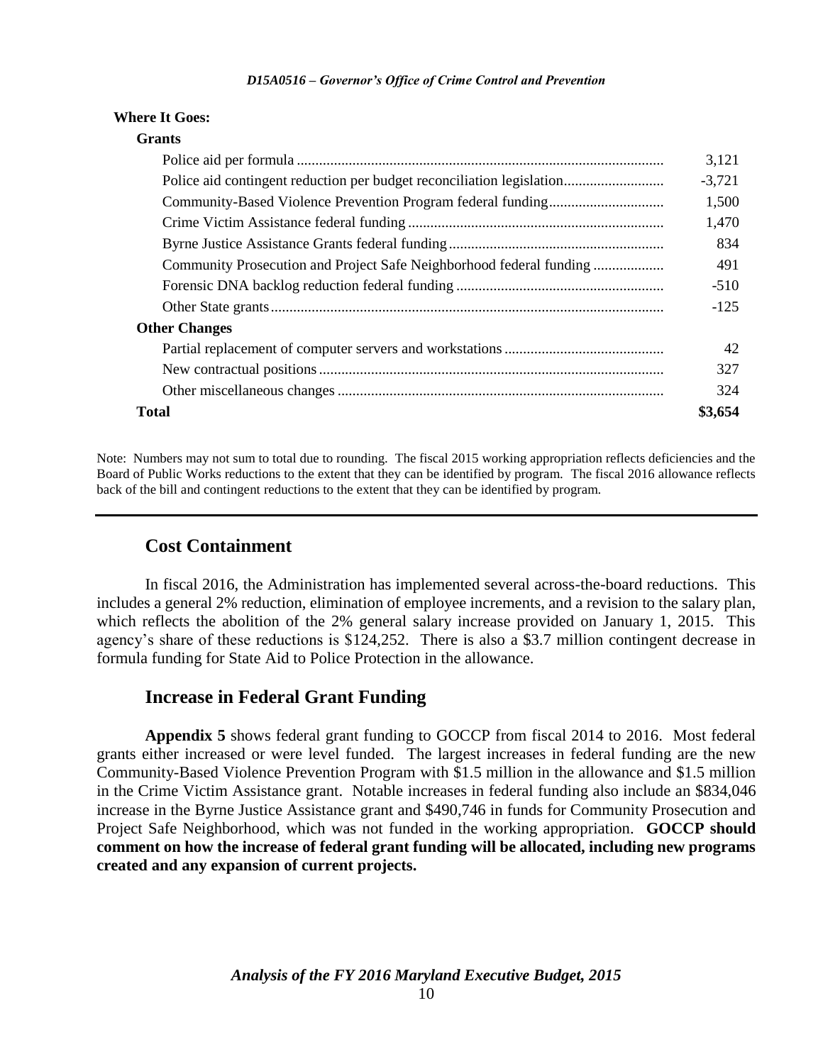**Where It Goes:**

| | |
|---|---|
| **Grants** | |
| Police aid per formula | 3,121 |
| Police aid contingent reduction per budget reconciliation legislation | -3,721 |
| Community-Based Violence Prevention Program federal funding | 1,500 |
| Crime Victim Assistance federal funding | 1,470 |
| Byrne Justice Assistance Grants federal funding | 834 |
| Community Prosecution and Project Safe Neighborhood federal funding | 491 |
| Forensic DNA backlog reduction federal funding | -510 |
| Other State grants | -125 |
| **Other Changes** | |
| Partial replacement of computer servers and workstations | 42 |
| New contractual positions | 327 |
| Other miscellaneous changes | 324 |
| **Total** | **$3,654** |

Note: Numbers may not sum to total due to rounding. The fiscal 2015 working appropriation reflects deficiencies and the Board of Public Works reductions to the extent that they can be identified by program. The fiscal 2016 allowance reflects back of the bill and contingent reductions to the extent that they can be identified by program.

## Cost Containment

In fiscal 2016, the Administration has implemented several across-the-board reductions. This includes a general 2% reduction, elimination of employee increments, and a revision to the salary plan, which reflects the abolition of the 2% general salary increase provided on January 1, 2015. This agency's share of these reductions is $124,252. There is also a $3.7 million contingent decrease in formula funding for State Aid to Police Protection in the allowance.

## Increase in Federal Grant Funding

**Appendix 5** shows federal grant funding to GOCCP from fiscal 2014 to 2016. Most federal grants either increased or were level funded. The largest increases in federal funding are the new Community-Based Violence Prevention Program with $1.5 million in the allowance and $1.5 million in the Crime Victim Assistance grant. Notable increases in federal funding also include an $834,046 increase in the Byrne Justice Assistance grant and $490,746 in funds for Community Prosecution and Project Safe Neighborhood, which was not funded in the working appropriation. **GOCCP should comment on how the increase of federal grant funding will be allocated, including new programs created and any expansion of current projects.**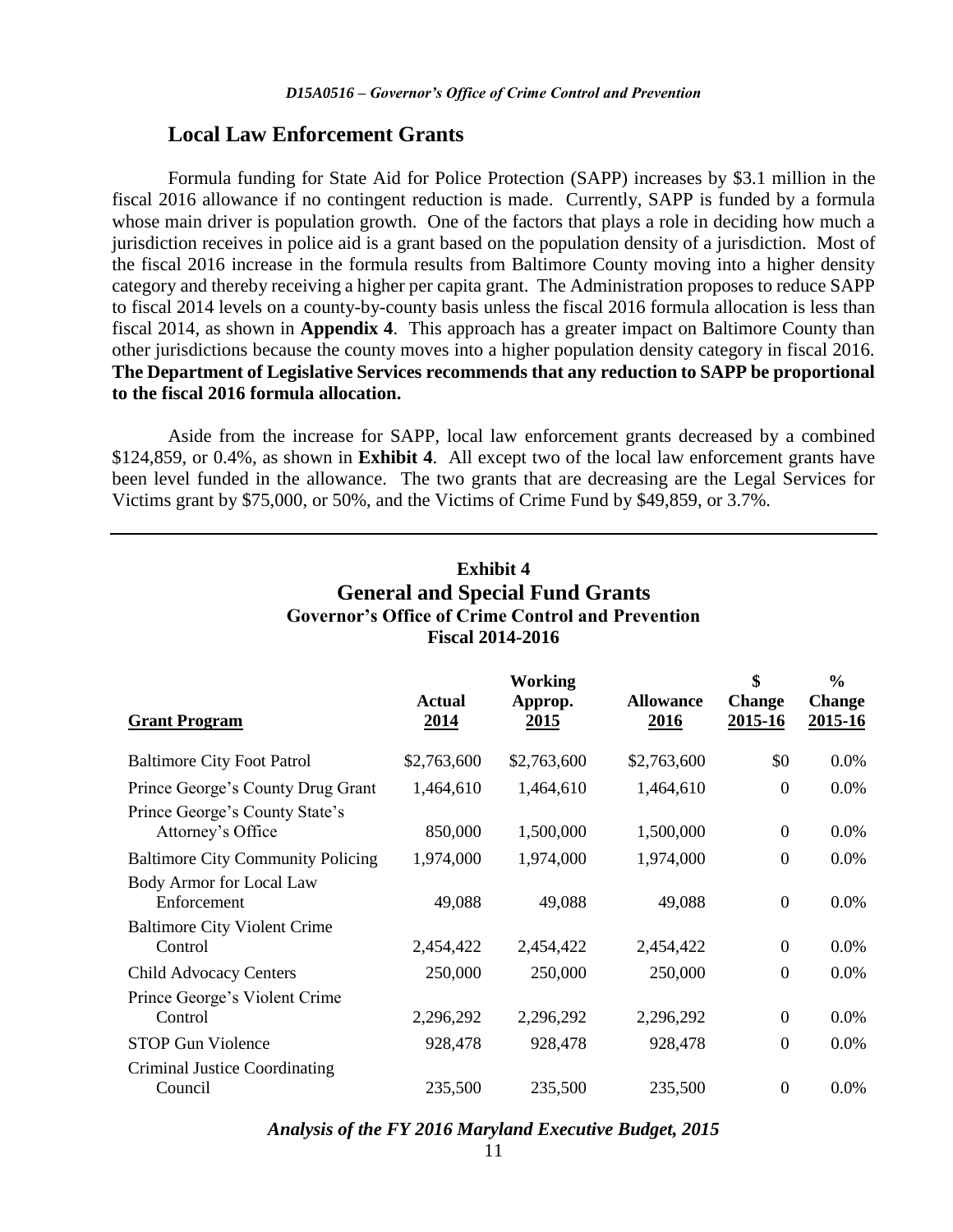## Local Law Enforcement Grants

Formula funding for State Aid for Police Protection (SAPP) increases by $3.1 million in the fiscal 2016 allowance if no contingent reduction is made. Currently, SAPP is funded by a formula whose main driver is population growth. One of the factors that plays a role in deciding how much a jurisdiction receives in police aid is a grant based on the population density of a jurisdiction. Most of the fiscal 2016 increase in the formula results from Baltimore County moving into a higher density category and thereby receiving a higher per capita grant. The Administration proposes to reduce SAPP to fiscal 2014 levels on a county-by-county basis unless the fiscal 2016 formula allocation is less than fiscal 2014, as shown in **Appendix 4**. This approach has a greater impact on Baltimore County than other jurisdictions because the county moves into a higher population density category in fiscal 2016. **The Department of Legislative Services recommends that any reduction to SAPP be proportional to the fiscal 2016 formula allocation.**

Aside from the increase for SAPP, local law enforcement grants decreased by a combined $124,859, or 0.4%, as shown in **Exhibit 4**. All except two of the local law enforcement grants have been level funded in the allowance. The two grants that are decreasing are the Legal Services for Victims grant by $75,000, or 50%, and the Victims of Crime Fund by $49,859, or 3.7%.

**Exhibit 4**
**General and Special Fund Grants**
**Governor's Office of Crime Control and Prevention**
**Fiscal 2014-2016**

| Grant Program | Actual 2014 | Working Approp. 2015 | Allowance 2016 | $ Change 2015-16 | % Change 2015-16 |
|---|---|---|---|---|---|
| Baltimore City Foot Patrol | $2,763,600 | $2,763,600 | $2,763,600 | $0 | 0.0% |
| Prince George's County Drug Grant | 1,464,610 | 1,464,610 | 1,464,610 | 0 | 0.0% |
| Prince George's County State's Attorney's Office | 850,000 | 1,500,000 | 1,500,000 | 0 | 0.0% |
| Baltimore City Community Policing | 1,974,000 | 1,974,000 | 1,974,000 | 0 | 0.0% |
| Body Armor for Local Law Enforcement | 49,088 | 49,088 | 49,088 | 0 | 0.0% |
| Baltimore City Violent Crime Control | 2,454,422 | 2,454,422 | 2,454,422 | 0 | 0.0% |
| Child Advocacy Centers | 250,000 | 250,000 | 250,000 | 0 | 0.0% |
| Prince George's Violent Crime Control | 2,296,292 | 2,296,292 | 2,296,292 | 0 | 0.0% |
| STOP Gun Violence | 928,478 | 928,478 | 928,478 | 0 | 0.0% |
| Criminal Justice Coordinating Council | 235,500 | 235,500 | 235,500 | 0 | 0.0% |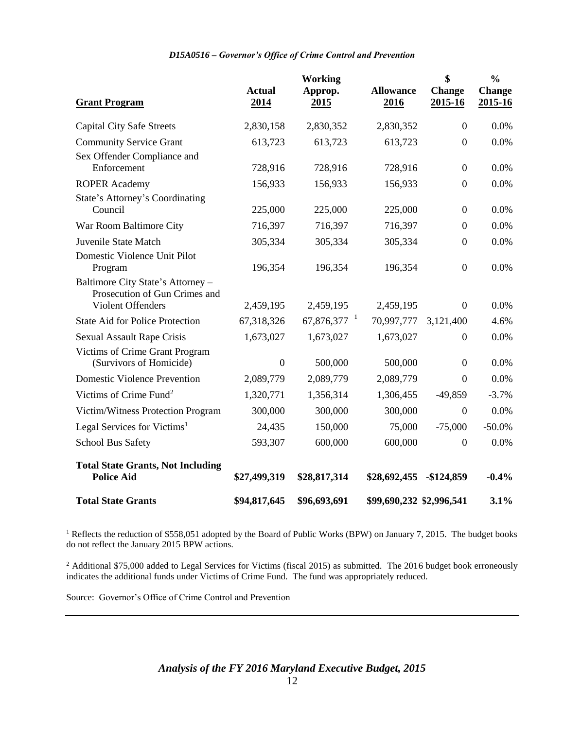| Grant Program | Actual 2014 | Working Approp. 2015 | Allowance 2016 | $ Change 2015-16 | % Change 2015-16 |
|---|---|---|---|---|---|
| Capital City Safe Streets | 2,830,158 | 2,830,352 | 2,830,352 | 0 | 0.0% |
| Community Service Grant | 613,723 | 613,723 | 613,723 | 0 | 0.0% |
| Sex Offender Compliance and Enforcement | 728,916 | 728,916 | 728,916 | 0 | 0.0% |
| ROPER Academy | 156,933 | 156,933 | 156,933 | 0 | 0.0% |
| State's Attorney's Coordinating Council | 225,000 | 225,000 | 225,000 | 0 | 0.0% |
| War Room Baltimore City | 716,397 | 716,397 | 716,397 | 0 | 0.0% |
| Juvenile State Match | 305,334 | 305,334 | 305,334 | 0 | 0.0% |
| Domestic Violence Unit Pilot Program | 196,354 | 196,354 | 196,354 | 0 | 0.0% |
| Baltimore City State's Attorney – Prosecution of Gun Crimes and Violent Offenders | 2,459,195 | 2,459,195 | 2,459,195 | 0 | 0.0% |
| State Aid for Police Protection | 67,318,326 | 67,876,377 [1] | 70,997,777 | 3,121,400 | 4.6% |
| Sexual Assault Rape Crisis | 1,673,027 | 1,673,027 | 1,673,027 | 0 | 0.0% |
| Victims of Crime Grant Program (Survivors of Homicide) | 0 | 500,000 | 500,000 | 0 | 0.0% |
| Domestic Violence Prevention | 2,089,779 | 2,089,779 | 2,089,779 | 0 | 0.0% |
| Victims of Crime Fund[2] | 1,320,771 | 1,356,314 | 1,306,455 | -49,859 | -3.7% |
| Victim/Witness Protection Program | 300,000 | 300,000 | 300,000 | 0 | 0.0% |
| Legal Services for Victims[1] | 24,435 | 150,000 | 75,000 | -75,000 | -50.0% |
| School Bus Safety | 593,307 | 600,000 | 600,000 | 0 | 0.0% |
| **Total State Grants, Not Including Police Aid** | **$27,499,319** | **$28,817,314** | **$28,692,455** | **-$124,859** | **-0.4%** |
| **Total State Grants** | **$94,817,645** | **$96,693,691** | **$99,690,232** | **$2,996,541** | **3.1%** |

[1] Reflects the reduction of $558,051 adopted by the Board of Public Works (BPW) on January 7, 2015. The budget books do not reflect the January 2015 BPW actions.

[2] Additional $75,000 added to Legal Services for Victims (fiscal 2015) as submitted. The 2016 budget book erroneously indicates the additional funds under Victims of Crime Fund. The fund was appropriately reduced.

Source: Governor's Office of Crime Control and Prevention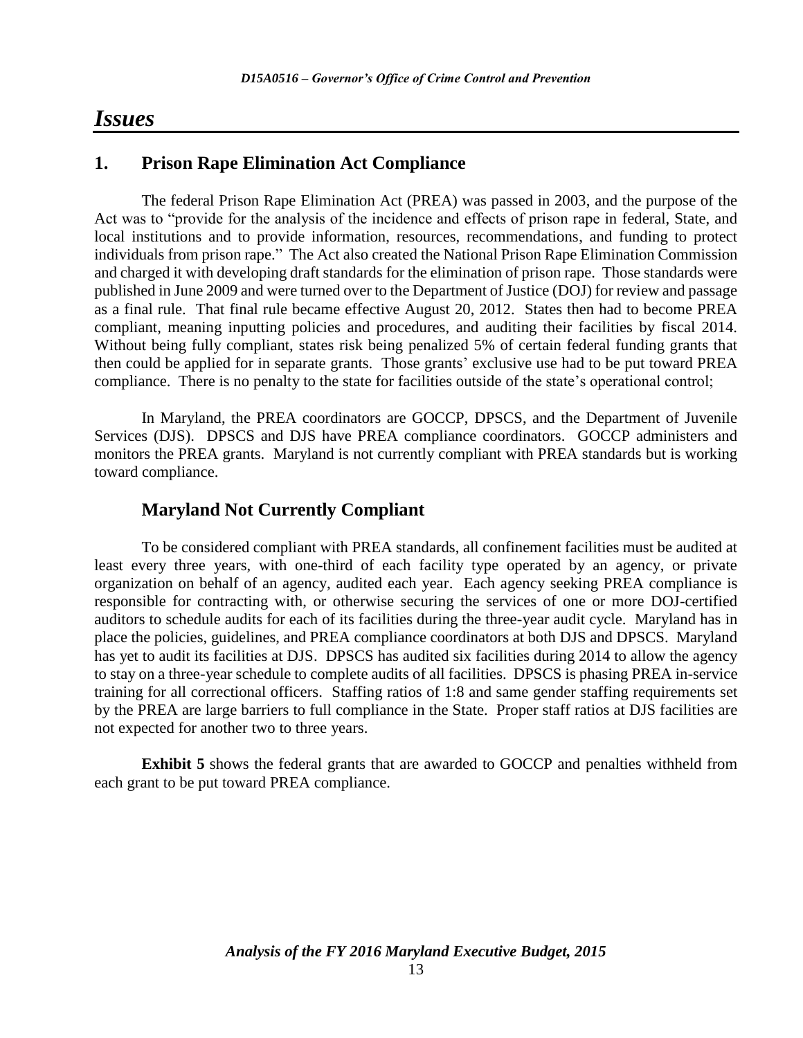# *Issues*

## 1. Prison Rape Elimination Act Compliance

The federal Prison Rape Elimination Act (PREA) was passed in 2003, and the purpose of the Act was to "provide for the analysis of the incidence and effects of prison rape in federal, State, and local institutions and to provide information, resources, recommendations, and funding to protect individuals from prison rape." The Act also created the National Prison Rape Elimination Commission and charged it with developing draft standards for the elimination of prison rape. Those standards were published in June 2009 and were turned over to the Department of Justice (DOJ) for review and passage as a final rule. That final rule became effective August 20, 2012. States then had to become PREA compliant, meaning inputting policies and procedures, and auditing their facilities by fiscal 2014. Without being fully compliant, states risk being penalized 5% of certain federal funding grants that then could be applied for in separate grants. Those grants' exclusive use had to be put toward PREA compliance. There is no penalty to the state for facilities outside of the state's operational control;

In Maryland, the PREA coordinators are GOCCP, DPSCS, and the Department of Juvenile Services (DJS). DPSCS and DJS have PREA compliance coordinators. GOCCP administers and monitors the PREA grants. Maryland is not currently compliant with PREA standards but is working toward compliance.

### Maryland Not Currently Compliant

To be considered compliant with PREA standards, all confinement facilities must be audited at least every three years, with one-third of each facility type operated by an agency, or private organization on behalf of an agency, audited each year. Each agency seeking PREA compliance is responsible for contracting with, or otherwise securing the services of one or more DOJ-certified auditors to schedule audits for each of its facilities during the three-year audit cycle. Maryland has in place the policies, guidelines, and PREA compliance coordinators at both DJS and DPSCS. Maryland has yet to audit its facilities at DJS. DPSCS has audited six facilities during 2014 to allow the agency to stay on a three-year schedule to complete audits of all facilities. DPSCS is phasing PREA in-service training for all correctional officers. Staffing ratios of 1:8 and same gender staffing requirements set by the PREA are large barriers to full compliance in the State. Proper staff ratios at DJS facilities are not expected for another two to three years.

**Exhibit 5** shows the federal grants that are awarded to GOCCP and penalties withheld from each grant to be put toward PREA compliance.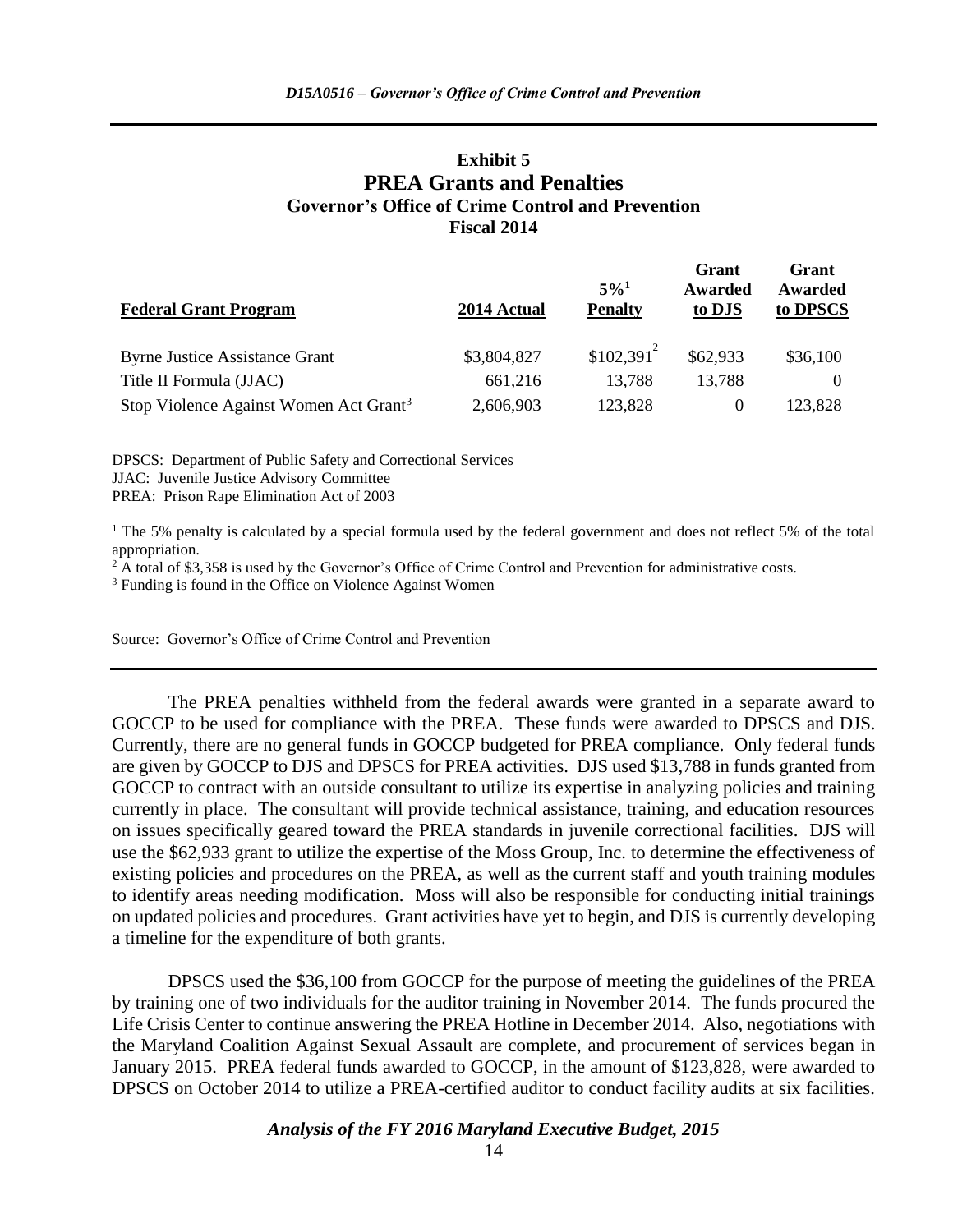## Exhibit 5
## PREA Grants and Penalties
### Governor's Office of Crime Control and Prevention
### Fiscal 2014

| Federal Grant Program | 2014 Actual | 5%[1] Penalty | Grant Awarded to DJS | Grant Awarded to DPSCS |
|---|---|---|---|---|
| Byrne Justice Assistance Grant | $3,804,827 | $102,391[2] | $62,933 | $36,100 |
| Title II Formula (JJAC) | 661,216 | 13,788 | 13,788 | 0 |
| Stop Violence Against Women Act Grant[3] | 2,606,903 | 123,828 | 0 | 123,828 |

DPSCS: Department of Public Safety and Correctional Services
JJAC: Juvenile Justice Advisory Committee
PREA: Prison Rape Elimination Act of 2003

[1] The 5% penalty is calculated by a special formula used by the federal government and does not reflect 5% of the total appropriation.
[2] A total of $3,358 is used by the Governor's Office of Crime Control and Prevention for administrative costs.
[3] Funding is found in the Office on Violence Against Women

Source: Governor's Office of Crime Control and Prevention

The PREA penalties withheld from the federal awards were granted in a separate award to GOCCP to be used for compliance with the PREA. These funds were awarded to DPSCS and DJS. Currently, there are no general funds in GOCCP budgeted for PREA compliance. Only federal funds are given by GOCCP to DJS and DPSCS for PREA activities. DJS used $13,788 in funds granted from GOCCP to contract with an outside consultant to utilize its expertise in analyzing policies and training currently in place. The consultant will provide technical assistance, training, and education resources on issues specifically geared toward the PREA standards in juvenile correctional facilities. DJS will use the $62,933 grant to utilize the expertise of the Moss Group, Inc. to determine the effectiveness of existing policies and procedures on the PREA, as well as the current staff and youth training modules to identify areas needing modification. Moss will also be responsible for conducting initial trainings on updated policies and procedures. Grant activities have yet to begin, and DJS is currently developing a timeline for the expenditure of both grants.

DPSCS used the $36,100 from GOCCP for the purpose of meeting the guidelines of the PREA by training one of two individuals for the auditor training in November 2014. The funds procured the Life Crisis Center to continue answering the PREA Hotline in December 2014. Also, negotiations with the Maryland Coalition Against Sexual Assault are complete, and procurement of services began in January 2015. PREA federal funds awarded to GOCCP, in the amount of $123,828, were awarded to DPSCS on October 2014 to utilize a PREA-certified auditor to conduct facility audits at six facilities.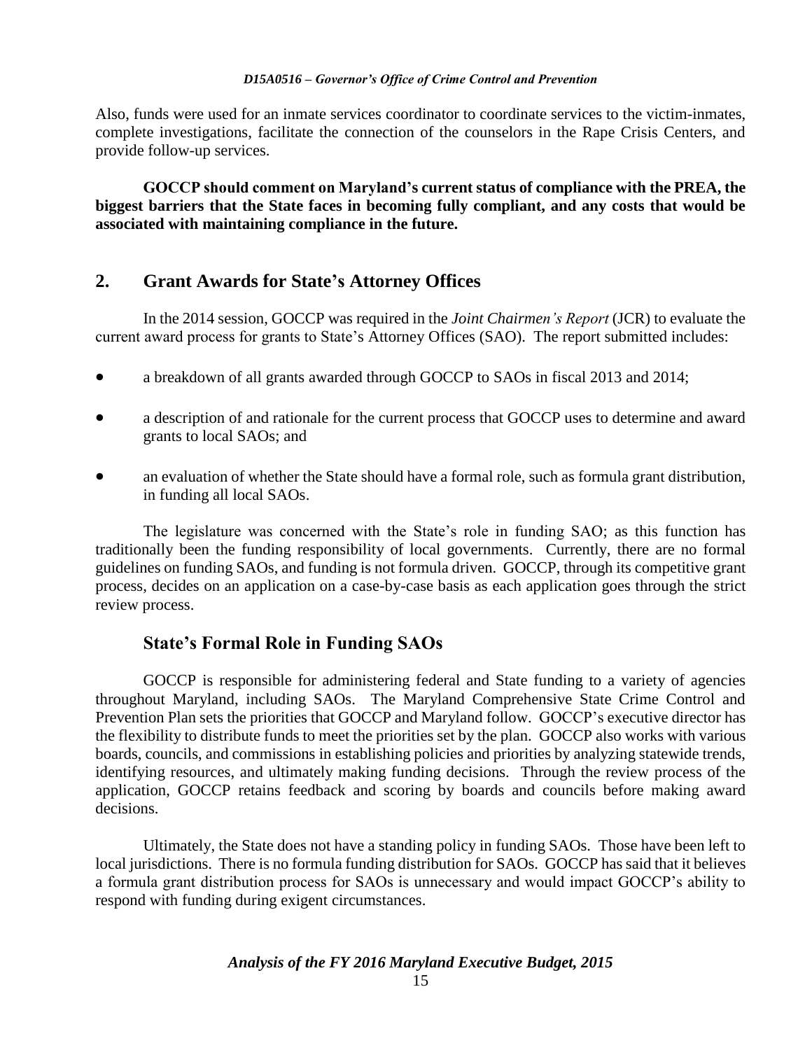Also, funds were used for an inmate services coordinator to coordinate services to the victim-inmates, complete investigations, facilitate the connection of the counselors in the Rape Crisis Centers, and provide follow-up services.

**GOCCP should comment on Maryland's current status of compliance with the PREA, the biggest barriers that the State faces in becoming fully compliant, and any costs that would be associated with maintaining compliance in the future.**

## 2. Grant Awards for State's Attorney Offices

In the 2014 session, GOCCP was required in the *Joint Chairmen's Report* (JCR) to evaluate the current award process for grants to State's Attorney Offices (SAO). The report submitted includes:

- a breakdown of all grants awarded through GOCCP to SAOs in fiscal 2013 and 2014;
- a description of and rationale for the current process that GOCCP uses to determine and award grants to local SAOs; and
- an evaluation of whether the State should have a formal role, such as formula grant distribution, in funding all local SAOs.

The legislature was concerned with the State's role in funding SAO; as this function has traditionally been the funding responsibility of local governments. Currently, there are no formal guidelines on funding SAOs, and funding is not formula driven. GOCCP, through its competitive grant process, decides on an application on a case-by-case basis as each application goes through the strict review process.

### State's Formal Role in Funding SAOs

GOCCP is responsible for administering federal and State funding to a variety of agencies throughout Maryland, including SAOs. The Maryland Comprehensive State Crime Control and Prevention Plan sets the priorities that GOCCP and Maryland follow. GOCCP's executive director has the flexibility to distribute funds to meet the priorities set by the plan. GOCCP also works with various boards, councils, and commissions in establishing policies and priorities by analyzing statewide trends, identifying resources, and ultimately making funding decisions. Through the review process of the application, GOCCP retains feedback and scoring by boards and councils before making award decisions.

Ultimately, the State does not have a standing policy in funding SAOs. Those have been left to local jurisdictions. There is no formula funding distribution for SAOs. GOCCP has said that it believes a formula grant distribution process for SAOs is unnecessary and would impact GOCCP's ability to respond with funding during exigent circumstances.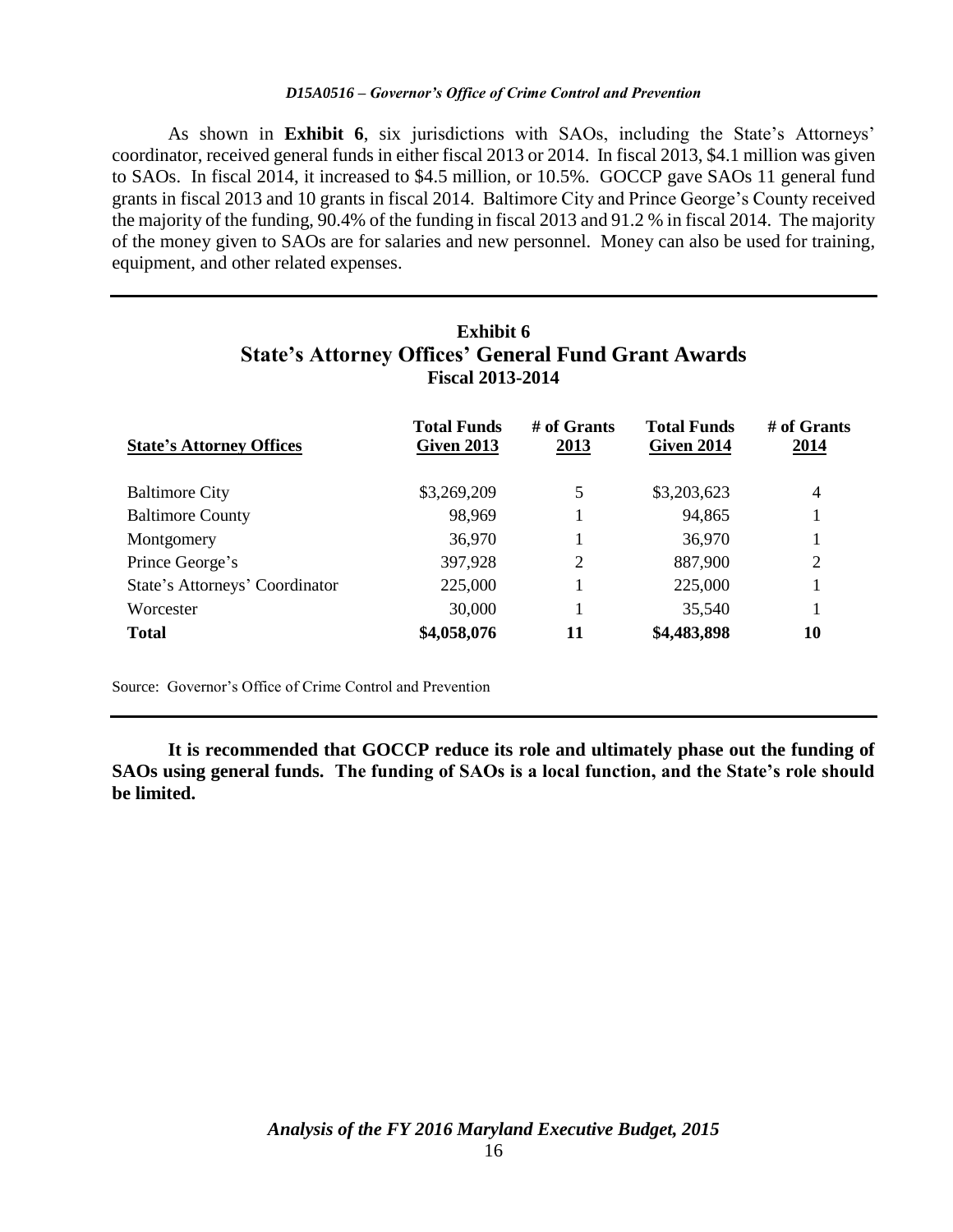As shown in **Exhibit 6**, six jurisdictions with SAOs, including the State's Attorneys' coordinator, received general funds in either fiscal 2013 or 2014. In fiscal 2013, \$4.1 million was given to SAOs. In fiscal 2014, it increased to \$4.5 million, or 10.5%. GOCCP gave SAOs 11 general fund grants in fiscal 2013 and 10 grants in fiscal 2014. Baltimore City and Prince George's County received the majority of the funding, 90.4% of the funding in fiscal 2013 and 91.2 % in fiscal 2014. The majority of the money given to SAOs are for salaries and new personnel. Money can also be used for training, equipment, and other related expenses.

**Exhibit 6**
**State's Attorney Offices' General Fund Grant Awards**
**Fiscal 2013-2014**

| State's Attorney Offices | Total Funds Given 2013 | # of Grants 2013 | Total Funds Given 2014 | # of Grants 2014 |
|---|---|---|---|---|
| Baltimore City | \$3,269,209 | 5 | \$3,203,623 | 4 |
| Baltimore County | 98,969 | 1 | 94,865 | 1 |
| Montgomery | 36,970 | 1 | 36,970 | 1 |
| Prince George's | 397,928 | 2 | 887,900 | 2 |
| State's Attorneys' Coordinator | 225,000 | 1 | 225,000 | 1 |
| Worcester | 30,000 | 1 | 35,540 | 1 |
| **Total** | **\$4,058,076** | **11** | **\$4,483,898** | **10** |

Source: Governor's Office of Crime Control and Prevention

**It is recommended that GOCCP reduce its role and ultimately phase out the funding of SAOs using general funds. The funding of SAOs is a local function, and the State's role should be limited.**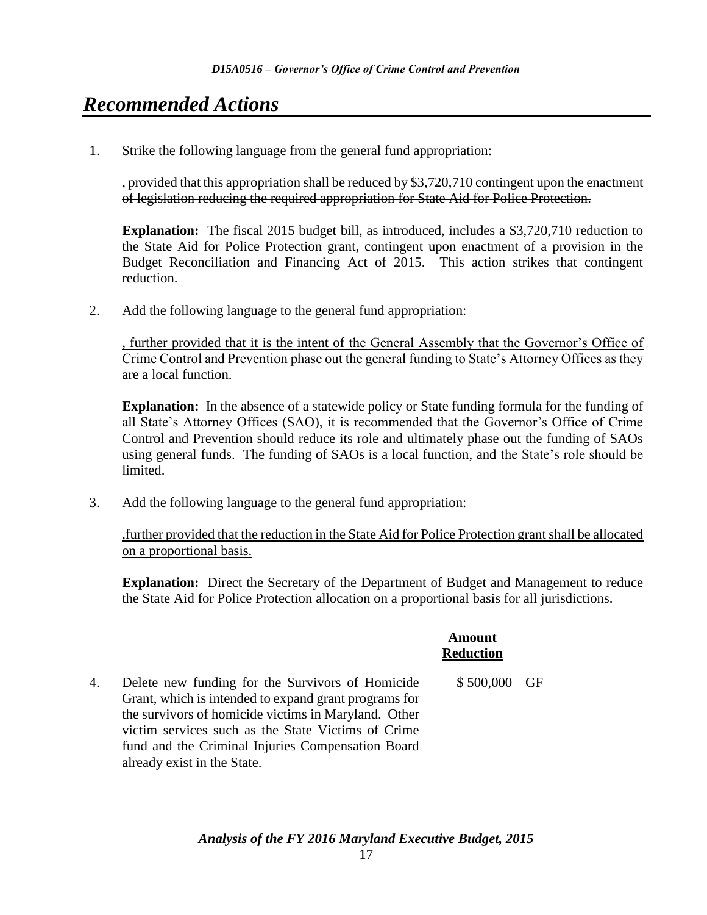# *Recommended Actions*

1. Strike the following language from the general fund appropriation:

   ~~, provided that this appropriation shall be reduced by $3,720,710 contingent upon the enactment of legislation reducing the required appropriation for State Aid for Police Protection.~~

   **Explanation:** The fiscal 2015 budget bill, as introduced, includes a $3,720,710 reduction to the State Aid for Police Protection grant, contingent upon enactment of a provision in the Budget Reconciliation and Financing Act of 2015. This action strikes that contingent reduction.

2. Add the following language to the general fund appropriation:

   <u>, further provided that it is the intent of the General Assembly that the Governor's Office of Crime Control and Prevention phase out the general funding to State's Attorney Offices as they are a local function.</u>

   **Explanation:** In the absence of a statewide policy or State funding formula for the funding of all State's Attorney Offices (SAO), it is recommended that the Governor's Office of Crime Control and Prevention should reduce its role and ultimately phase out the funding of SAOs using general funds. The funding of SAOs is a local function, and the State's role should be limited.

3. Add the following language to the general fund appropriation:

   <u>,further provided that the reduction in the State Aid for Police Protection grant shall be allocated on a proportional basis.</u>

   **Explanation:** Direct the Secretary of the Department of Budget and Management to reduce the State Aid for Police Protection allocation on a proportional basis for all jurisdictions.

| | | Amount Reduction | |
|---|---|---|---|
| 4. | Delete new funding for the Survivors of Homicide Grant, which is intended to expand grant programs for the survivors of homicide victims in Maryland. Other victim services such as the State Victims of Crime fund and the Criminal Injuries Compensation Board already exist in the State. | $ 500,000 | GF |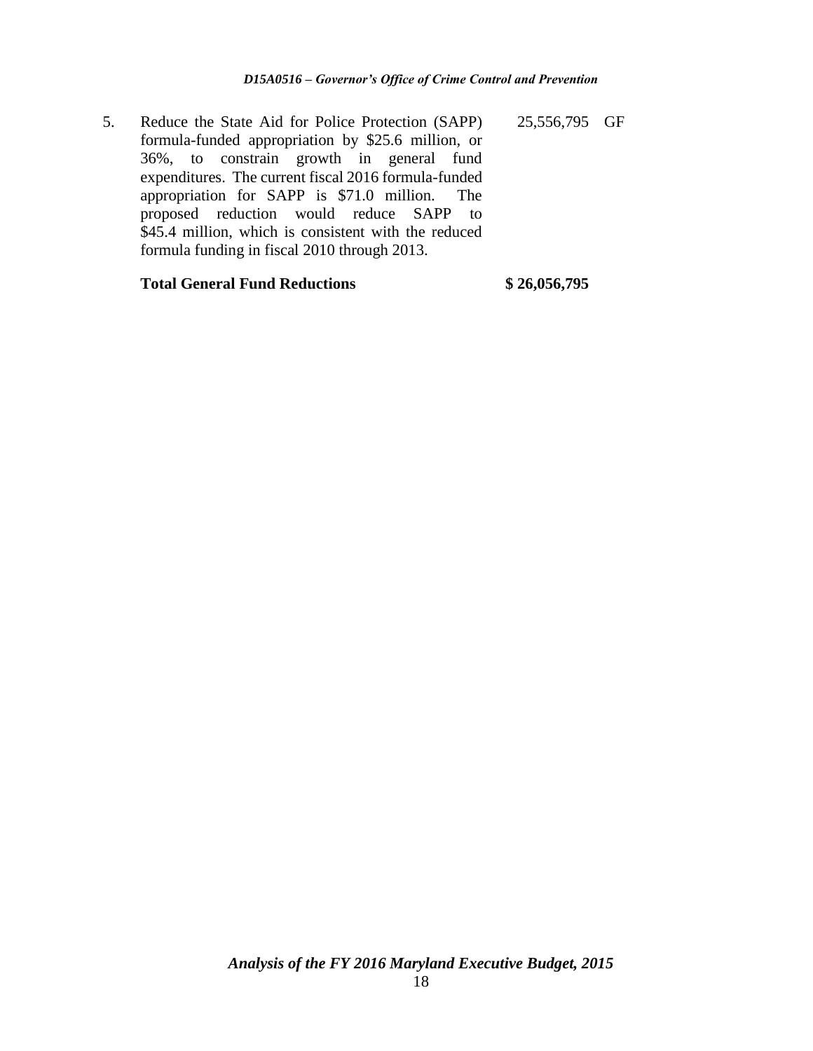| | | | |
|---|---|---|---|
| 5. | Reduce the State Aid for Police Protection (SAPP) formula-funded appropriation by $25.6 million, or 36%, to constrain growth in general fund expenditures. The current fiscal 2016 formula-funded appropriation for SAPP is $71.0 million. The proposed reduction would reduce SAPP to $45.4 million, which is consistent with the reduced formula funding in fiscal 2010 through 2013. | 25,556,795 | GF |
| | **Total General Fund Reductions** | **$ 26,056,795** | |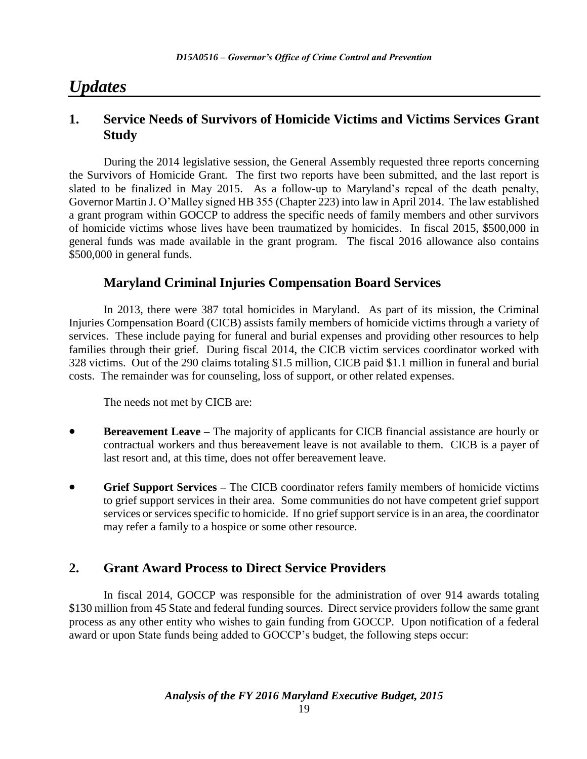# *Updates*

## 1. Service Needs of Survivors of Homicide Victims and Victims Services Grant Study

During the 2014 legislative session, the General Assembly requested three reports concerning the Survivors of Homicide Grant. The first two reports have been submitted, and the last report is slated to be finalized in May 2015. As a follow-up to Maryland's repeal of the death penalty, Governor Martin J. O'Malley signed HB 355 (Chapter 223) into law in April 2014. The law established a grant program within GOCCP to address the specific needs of family members and other survivors of homicide victims whose lives have been traumatized by homicides. In fiscal 2015, \$500,000 in general funds was made available in the grant program. The fiscal 2016 allowance also contains \$500,000 in general funds.

### Maryland Criminal Injuries Compensation Board Services

In 2013, there were 387 total homicides in Maryland. As part of its mission, the Criminal Injuries Compensation Board (CICB) assists family members of homicide victims through a variety of services. These include paying for funeral and burial expenses and providing other resources to help families through their grief. During fiscal 2014, the CICB victim services coordinator worked with 328 victims. Out of the 290 claims totaling \$1.5 million, CICB paid \$1.1 million in funeral and burial costs. The remainder was for counseling, loss of support, or other related expenses.

The needs not met by CICB are:

- **Bereavement Leave –** The majority of applicants for CICB financial assistance are hourly or contractual workers and thus bereavement leave is not available to them. CICB is a payer of last resort and, at this time, does not offer bereavement leave.
- **Grief Support Services –** The CICB coordinator refers family members of homicide victims to grief support services in their area. Some communities do not have competent grief support services or services specific to homicide. If no grief support service is in an area, the coordinator may refer a family to a hospice or some other resource.

## 2. Grant Award Process to Direct Service Providers

In fiscal 2014, GOCCP was responsible for the administration of over 914 awards totaling \$130 million from 45 State and federal funding sources. Direct service providers follow the same grant process as any other entity who wishes to gain funding from GOCCP. Upon notification of a federal award or upon State funds being added to GOCCP's budget, the following steps occur: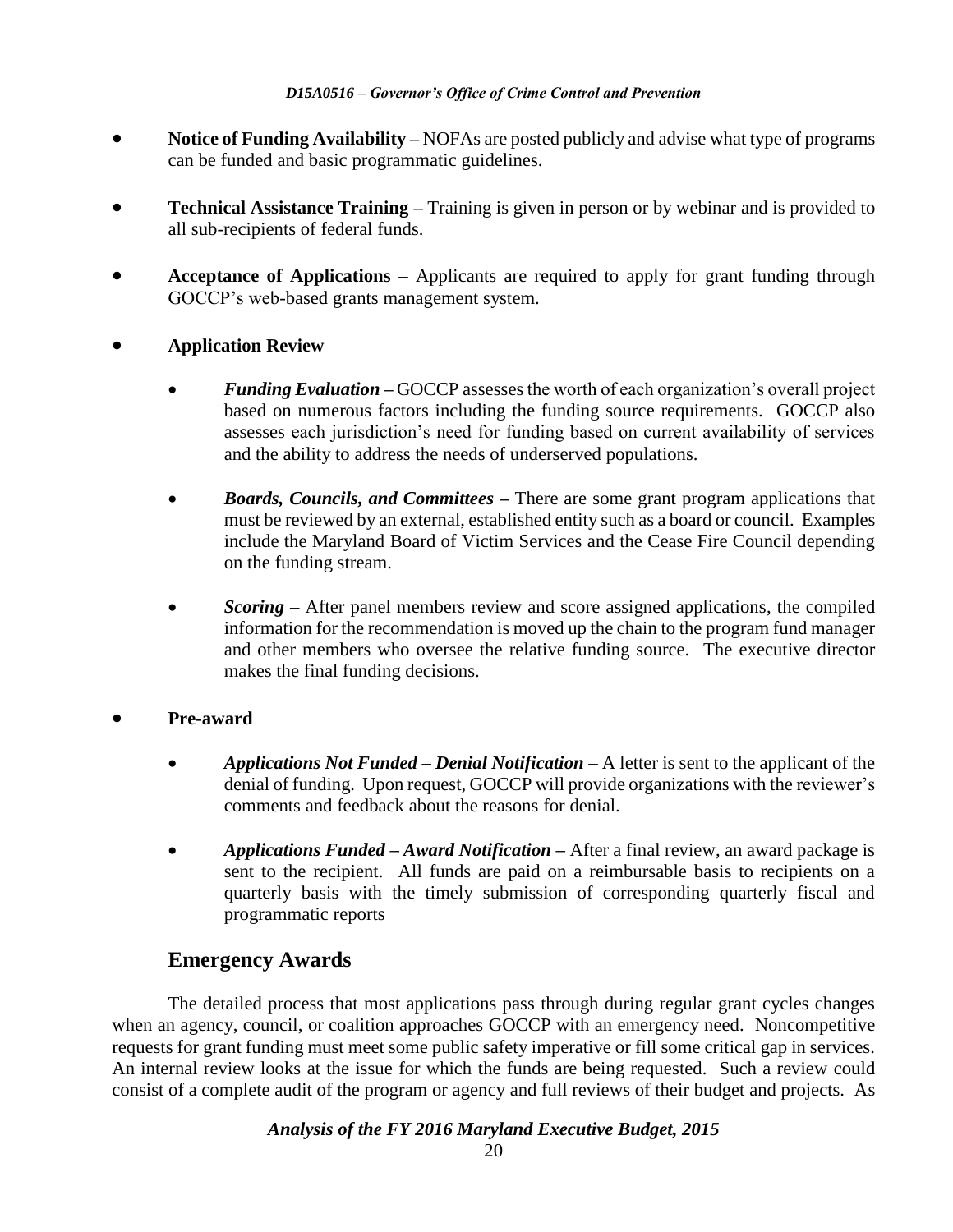- **Notice of Funding Availability –** NOFAs are posted publicly and advise what type of programs can be funded and basic programmatic guidelines.

- **Technical Assistance Training –** Training is given in person or by webinar and is provided to all sub-recipients of federal funds.

- **Acceptance of Applications –** Applicants are required to apply for grant funding through GOCCP's web-based grants management system.

- **Application Review**

  - ***Funding Evaluation* –** GOCCP assesses the worth of each organization's overall project based on numerous factors including the funding source requirements. GOCCP also assesses each jurisdiction's need for funding based on current availability of services and the ability to address the needs of underserved populations.

  - ***Boards, Councils, and Committees* –** There are some grant program applications that must be reviewed by an external, established entity such as a board or council. Examples include the Maryland Board of Victim Services and the Cease Fire Council depending on the funding stream.

  - ***Scoring* –** After panel members review and score assigned applications, the compiled information for the recommendation is moved up the chain to the program fund manager and other members who oversee the relative funding source. The executive director makes the final funding decisions.

- **Pre-award**

  - ***Applications Not Funded – Denial Notification* –** A letter is sent to the applicant of the denial of funding. Upon request, GOCCP will provide organizations with the reviewer's comments and feedback about the reasons for denial.

  - ***Applications Funded – Award Notification* –** After a final review, an award package is sent to the recipient. All funds are paid on a reimbursable basis to recipients on a quarterly basis with the timely submission of corresponding quarterly fiscal and programmatic reports

## Emergency Awards

The detailed process that most applications pass through during regular grant cycles changes when an agency, council, or coalition approaches GOCCP with an emergency need. Noncompetitive requests for grant funding must meet some public safety imperative or fill some critical gap in services. An internal review looks at the issue for which the funds are being requested. Such a review could consist of a complete audit of the program or agency and full reviews of their budget and projects. As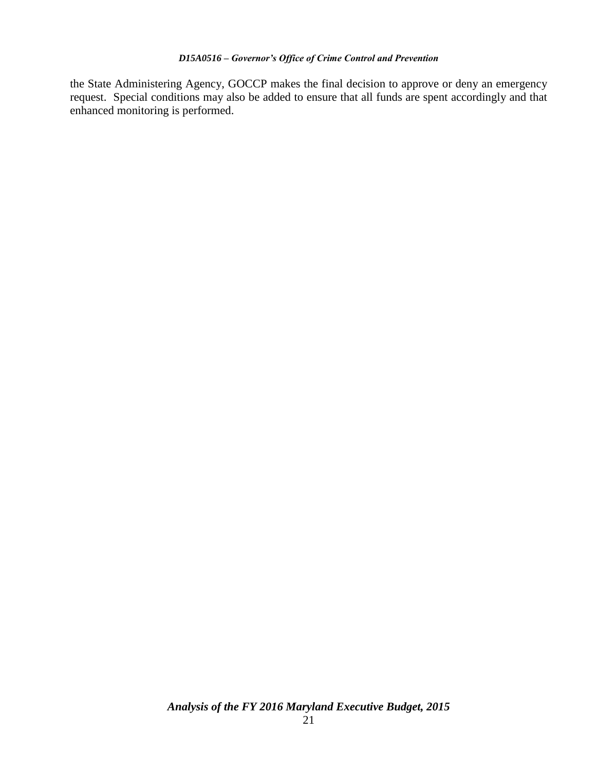the State Administering Agency, GOCCP makes the final decision to approve or deny an emergency request. Special conditions may also be added to ensure that all funds are spent accordingly and that enhanced monitoring is performed.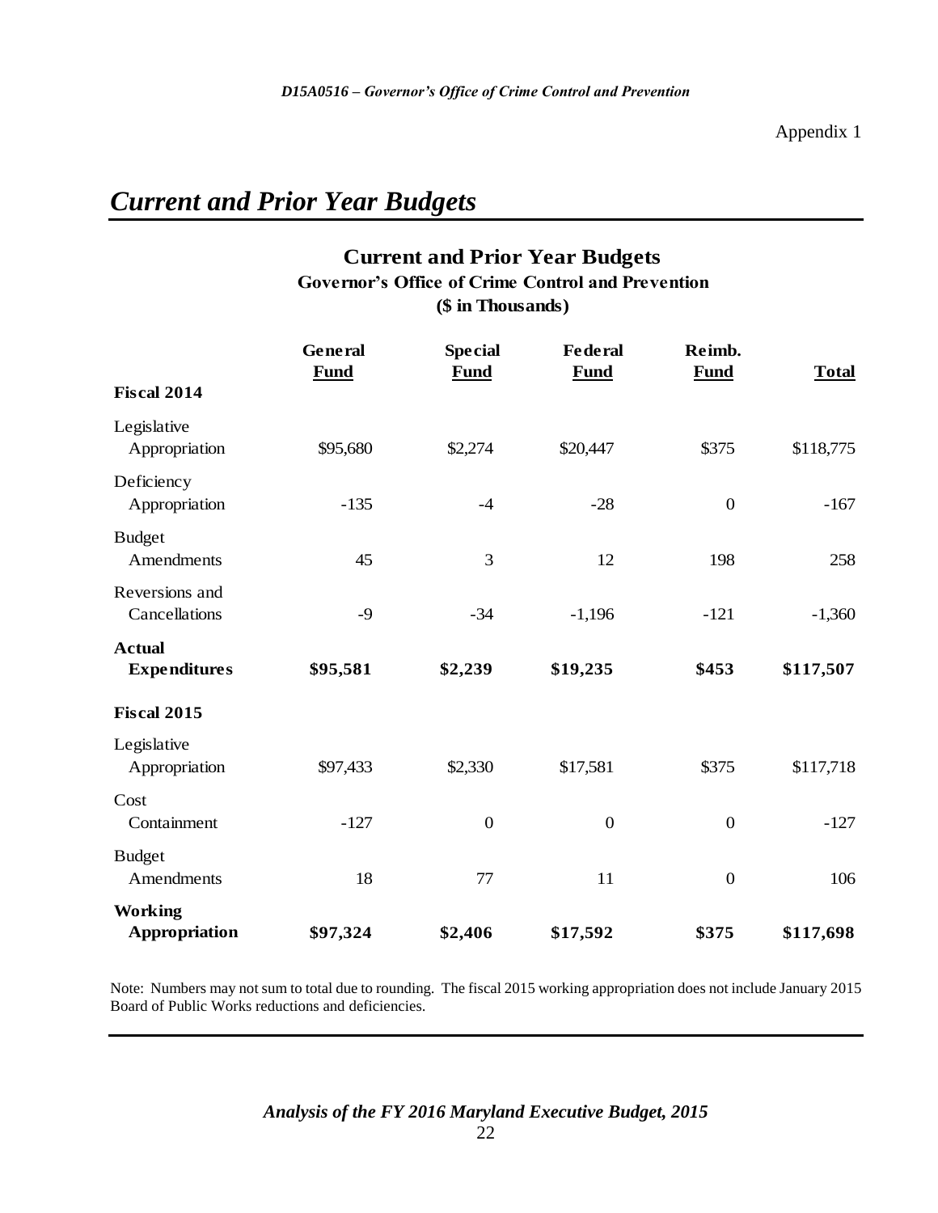Appendix 1

# *Current and Prior Year Budgets*

## Current and Prior Year Budgets
### Governor's Office of Crime Control and Prevention
### ($ in Thousands)

| | General Fund | Special Fund | Federal Fund | Reimb. Fund | Total |
|---|---|---|---|---|---|
| **Fiscal 2014** | | | | | |
| Legislative Appropriation | $95,680 | $2,274 | $20,447 | $375 | $118,775 |
| Deficiency Appropriation | -135 | -4 | -28 | 0 | -167 |
| Budget Amendments | 45 | 3 | 12 | 198 | 258 |
| Reversions and Cancellations | -9 | -34 | -1,196 | -121 | -1,360 |
| **Actual Expenditures** | **$95,581** | **$2,239** | **$19,235** | **$453** | **$117,507** |
| **Fiscal 2015** | | | | | |
| Legislative Appropriation | $97,433 | $2,330 | $17,581 | $375 | $117,718 |
| Cost Containment | -127 | 0 | 0 | 0 | -127 |
| Budget Amendments | 18 | 77 | 11 | 0 | 106 |
| **Working Appropriation** | **$97,324** | **$2,406** | **$17,592** | **$375** | **$117,698** |

Note: Numbers may not sum to total due to rounding. The fiscal 2015 working appropriation does not include January 2015 Board of Public Works reductions and deficiencies.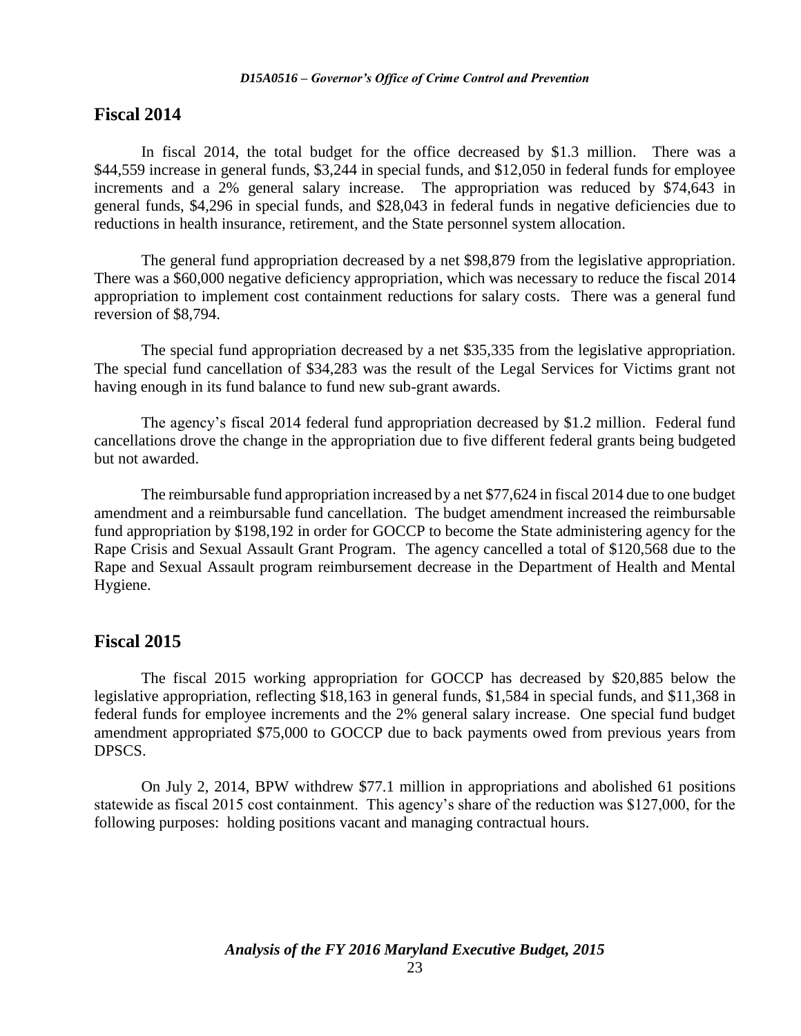## Fiscal 2014

In fiscal 2014, the total budget for the office decreased by $1.3 million. There was a $44,559 increase in general funds, $3,244 in special funds, and $12,050 in federal funds for employee increments and a 2% general salary increase. The appropriation was reduced by $74,643 in general funds, $4,296 in special funds, and $28,043 in federal funds in negative deficiencies due to reductions in health insurance, retirement, and the State personnel system allocation.

The general fund appropriation decreased by a net $98,879 from the legislative appropriation. There was a $60,000 negative deficiency appropriation, which was necessary to reduce the fiscal 2014 appropriation to implement cost containment reductions for salary costs. There was a general fund reversion of $8,794.

The special fund appropriation decreased by a net $35,335 from the legislative appropriation. The special fund cancellation of $34,283 was the result of the Legal Services for Victims grant not having enough in its fund balance to fund new sub-grant awards.

The agency's fiscal 2014 federal fund appropriation decreased by $1.2 million. Federal fund cancellations drove the change in the appropriation due to five different federal grants being budgeted but not awarded.

The reimbursable fund appropriation increased by a net $77,624 in fiscal 2014 due to one budget amendment and a reimbursable fund cancellation. The budget amendment increased the reimbursable fund appropriation by $198,192 in order for GOCCP to become the State administering agency for the Rape Crisis and Sexual Assault Grant Program. The agency cancelled a total of $120,568 due to the Rape and Sexual Assault program reimbursement decrease in the Department of Health and Mental Hygiene.

## Fiscal 2015

The fiscal 2015 working appropriation for GOCCP has decreased by $20,885 below the legislative appropriation, reflecting $18,163 in general funds, $1,584 in special funds, and $11,368 in federal funds for employee increments and the 2% general salary increase. One special fund budget amendment appropriated $75,000 to GOCCP due to back payments owed from previous years from DPSCS.

On July 2, 2014, BPW withdrew $77.1 million in appropriations and abolished 61 positions statewide as fiscal 2015 cost containment. This agency's share of the reduction was $127,000, for the following purposes: holding positions vacant and managing contractual hours.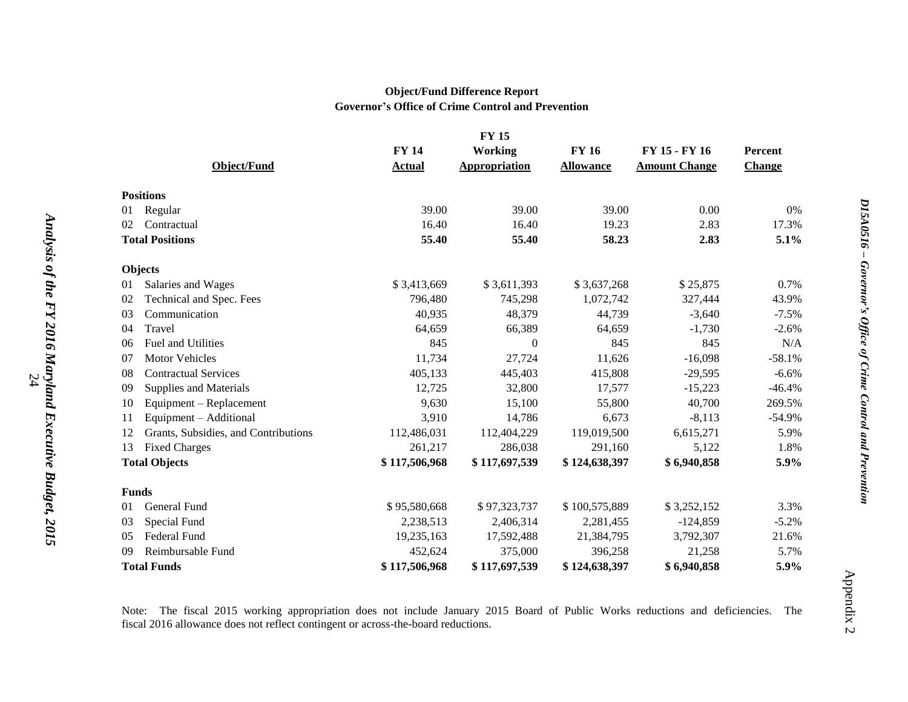**Object/Fund Difference Report**
**Governor's Office of Crime Control and Prevention**

| Object/Fund | FY 14 Actual | FY 15 Working Appropriation | FY 16 Allowance | FY 15 - FY 16 Amount Change | Percent Change |
|---|---|---|---|---|---|
| **Positions** | | | | | |
| 01 Regular | 39.00 | 39.00 | 39.00 | 0.00 | 0% |
| 02 Contractual | 16.40 | 16.40 | 19.23 | 2.83 | 17.3% |
| **Total Positions** | **55.40** | **55.40** | **58.23** | **2.83** | **5.1%** |
| **Objects** | | | | | |
| 01 Salaries and Wages | $ 3,413,669 | $ 3,611,393 | $ 3,637,268 | $ 25,875 | 0.7% |
| 02 Technical and Spec. Fees | 796,480 | 745,298 | 1,072,742 | 327,444 | 43.9% |
| 03 Communication | 40,935 | 48,379 | 44,739 | -3,640 | -7.5% |
| 04 Travel | 64,659 | 66,389 | 64,659 | -1,730 | -2.6% |
| 06 Fuel and Utilities | 845 | 0 | 845 | 845 | N/A |
| 07 Motor Vehicles | 11,734 | 27,724 | 11,626 | -16,098 | -58.1% |
| 08 Contractual Services | 405,133 | 445,403 | 415,808 | -29,595 | -6.6% |
| 09 Supplies and Materials | 12,725 | 32,800 | 17,577 | -15,223 | -46.4% |
| 10 Equipment – Replacement | 9,630 | 15,100 | 55,800 | 40,700 | 269.5% |
| 11 Equipment – Additional | 3,910 | 14,786 | 6,673 | -8,113 | -54.9% |
| 12 Grants, Subsidies, and Contributions | 112,486,031 | 112,404,229 | 119,019,500 | 6,615,271 | 5.9% |
| 13 Fixed Charges | 261,217 | 286,038 | 291,160 | 5,122 | 1.8% |
| **Total Objects** | **$ 117,506,968** | **$ 117,697,539** | **$ 124,638,397** | **$ 6,940,858** | **5.9%** |
| **Funds** | | | | | |
| 01 General Fund | $ 95,580,668 | $ 97,323,737 | $ 100,575,889 | $ 3,252,152 | 3.3% |
| 03 Special Fund | 2,238,513 | 2,406,314 | 2,281,455 | -124,859 | -5.2% |
| 05 Federal Fund | 19,235,163 | 17,592,488 | 21,384,795 | 3,792,307 | 21.6% |
| 09 Reimbursable Fund | 452,624 | 375,000 | 396,258 | 21,258 | 5.7% |
| **Total Funds** | **$ 117,506,968** | **$ 117,697,539** | **$ 124,638,397** | **$ 6,940,858** | **5.9%** |

Note: The fiscal 2015 working appropriation does not include January 2015 Board of Public Works reductions and deficiencies. The fiscal 2016 allowance does not reflect contingent or across-the-board reductions.

Appendix 2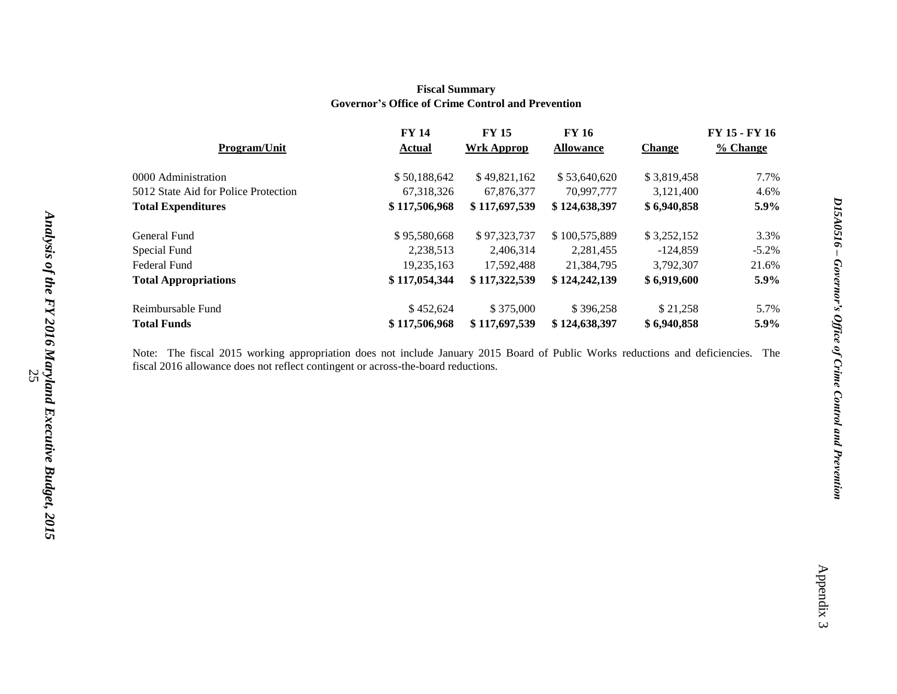**Fiscal Summary**
**Governor's Office of Crime Control and Prevention**

| Program/Unit | FY 14 Actual | FY 15 Wrk Approp | FY 16 Allowance | Change | FY 15 - FY 16 % Change |
|---|---|---|---|---|---|
| 0000 Administration | $ 50,188,642 | $ 49,821,162 | $ 53,640,620 | $ 3,819,458 | 7.7% |
| 5012 State Aid for Police Protection | 67,318,326 | 67,876,377 | 70,997,777 | 3,121,400 | 4.6% |
| **Total Expenditures** | **$ 117,506,968** | **$ 117,697,539** | **$ 124,638,397** | **$ 6,940,858** | **5.9%** |
| | | | | | |
| General Fund | $ 95,580,668 | $ 97,323,737 | $ 100,575,889 | $ 3,252,152 | 3.3% |
| Special Fund | 2,238,513 | 2,406,314 | 2,281,455 | -124,859 | -5.2% |
| Federal Fund | 19,235,163 | 17,592,488 | 21,384,795 | 3,792,307 | 21.6% |
| **Total Appropriations** | **$ 117,054,344** | **$ 117,322,539** | **$ 124,242,139** | **$ 6,919,600** | **5.9%** |
| | | | | | |
| Reimbursable Fund | $ 452,624 | $ 375,000 | $ 396,258 | $ 21,258 | 5.7% |
| **Total Funds** | **$ 117,506,968** | **$ 117,697,539** | **$ 124,638,397** | **$ 6,940,858** | **5.9%** |

Note: The fiscal 2015 working appropriation does not include January 2015 Board of Public Works reductions and deficiencies. The fiscal 2016 allowance does not reflect contingent or across-the-board reductions.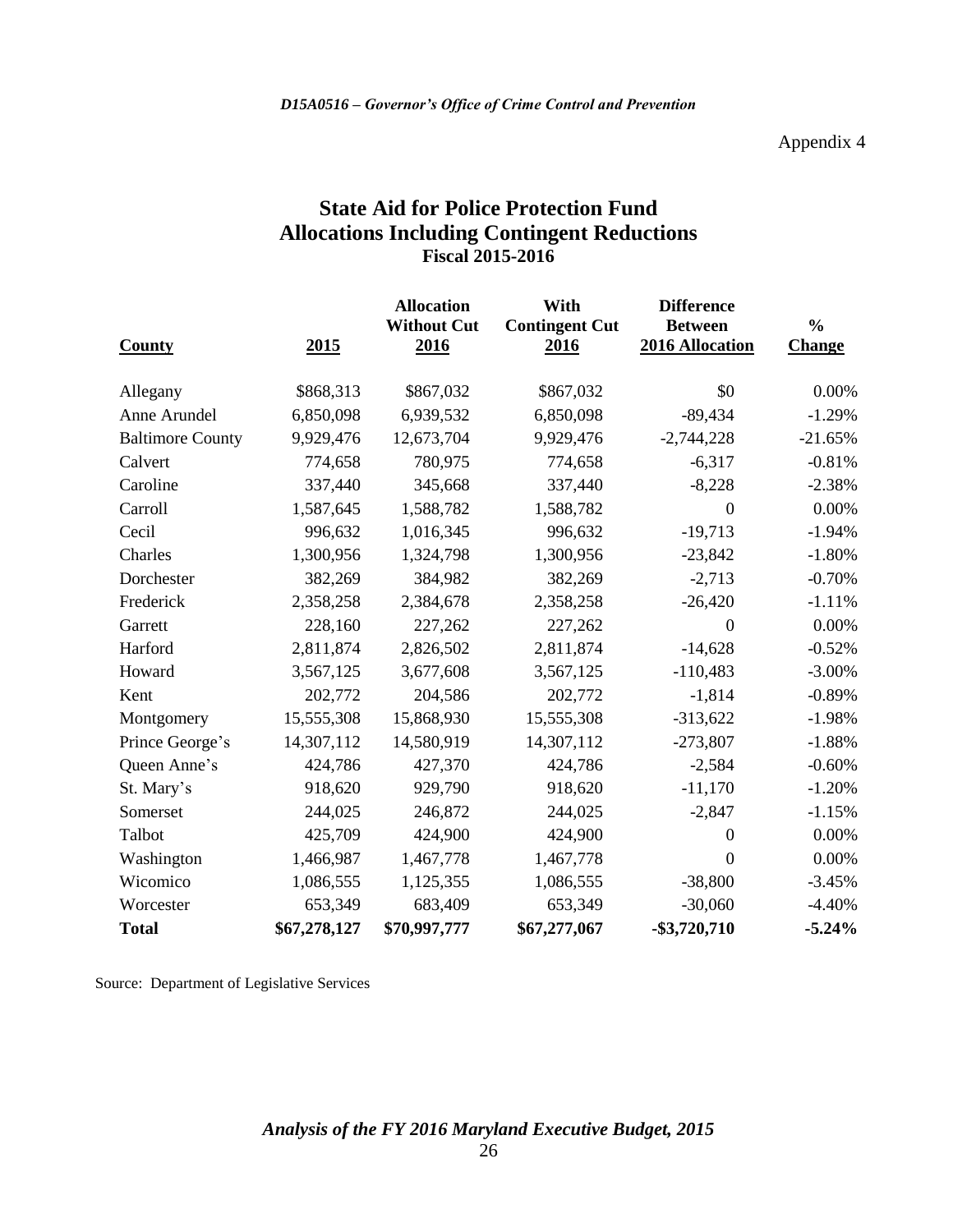Appendix 4

## State Aid for Police Protection Fund
## Allocations Including Contingent Reductions
### Fiscal 2015-2016

| County | 2015 | Allocation Without Cut 2016 | With Contingent Cut 2016 | Difference Between 2016 Allocation | % Change |
|---|---|---|---|---|---|
| Allegany | $868,313 | $867,032 | $867,032 | $0 | 0.00% |
| Anne Arundel | 6,850,098 | 6,939,532 | 6,850,098 | -89,434 | -1.29% |
| Baltimore County | 9,929,476 | 12,673,704 | 9,929,476 | -2,744,228 | -21.65% |
| Calvert | 774,658 | 780,975 | 774,658 | -6,317 | -0.81% |
| Caroline | 337,440 | 345,668 | 337,440 | -8,228 | -2.38% |
| Carroll | 1,587,645 | 1,588,782 | 1,588,782 | 0 | 0.00% |
| Cecil | 996,632 | 1,016,345 | 996,632 | -19,713 | -1.94% |
| Charles | 1,300,956 | 1,324,798 | 1,300,956 | -23,842 | -1.80% |
| Dorchester | 382,269 | 384,982 | 382,269 | -2,713 | -0.70% |
| Frederick | 2,358,258 | 2,384,678 | 2,358,258 | -26,420 | -1.11% |
| Garrett | 228,160 | 227,262 | 227,262 | 0 | 0.00% |
| Harford | 2,811,874 | 2,826,502 | 2,811,874 | -14,628 | -0.52% |
| Howard | 3,567,125 | 3,677,608 | 3,567,125 | -110,483 | -3.00% |
| Kent | 202,772 | 204,586 | 202,772 | -1,814 | -0.89% |
| Montgomery | 15,555,308 | 15,868,930 | 15,555,308 | -313,622 | -1.98% |
| Prince George's | 14,307,112 | 14,580,919 | 14,307,112 | -273,807 | -1.88% |
| Queen Anne's | 424,786 | 427,370 | 424,786 | -2,584 | -0.60% |
| St. Mary's | 918,620 | 929,790 | 918,620 | -11,170 | -1.20% |
| Somerset | 244,025 | 246,872 | 244,025 | -2,847 | -1.15% |
| Talbot | 425,709 | 424,900 | 424,900 | 0 | 0.00% |
| Washington | 1,466,987 | 1,467,778 | 1,467,778 | 0 | 0.00% |
| Wicomico | 1,086,555 | 1,125,355 | 1,086,555 | -38,800 | -3.45% |
| Worcester | 653,349 | 683,409 | 653,349 | -30,060 | -4.40% |
| **Total** | **$67,278,127** | **$70,997,777** | **$67,277,067** | **-$3,720,710** | **-5.24%** |

Source: Department of Legislative Services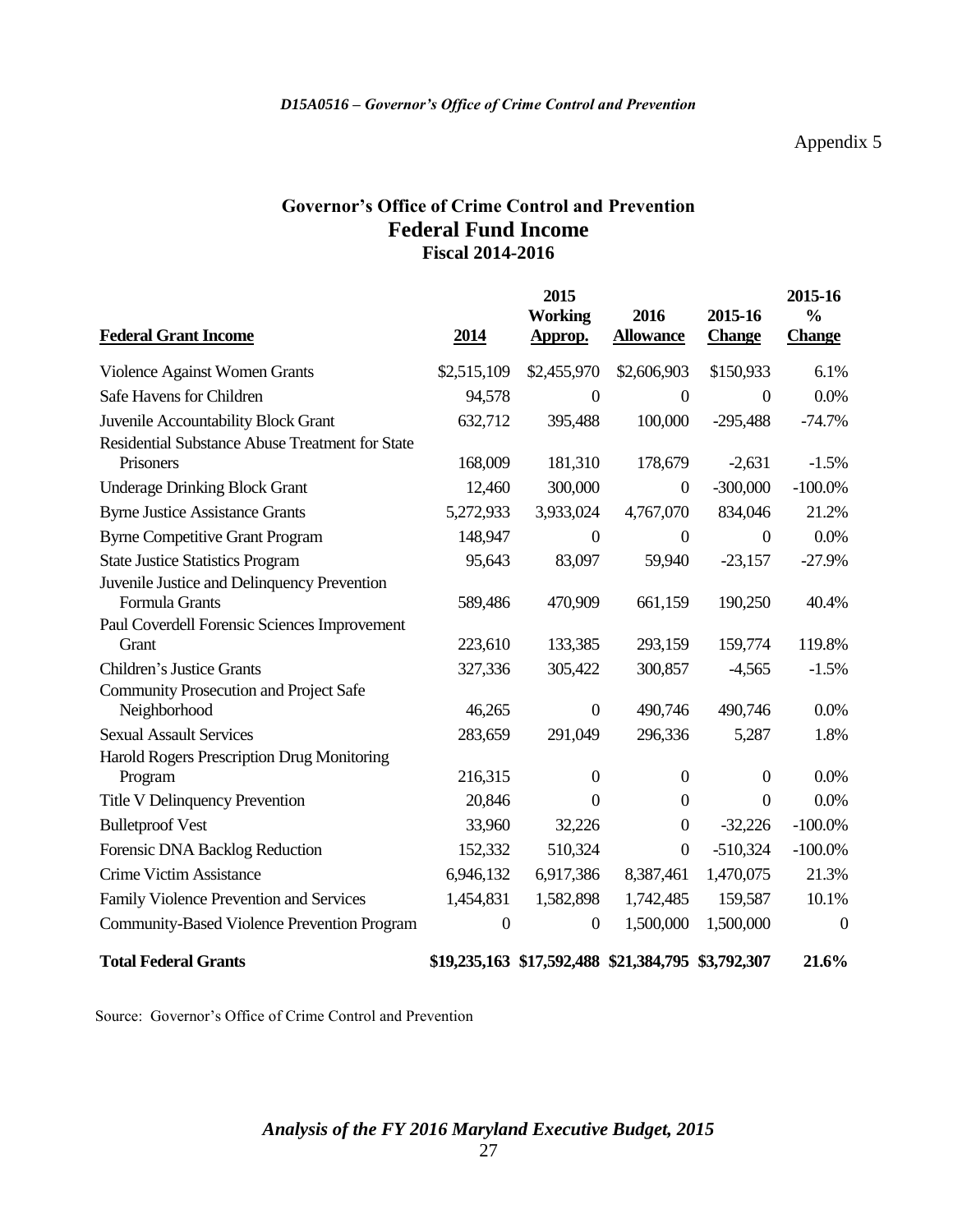Appendix 5

# Governor's Office of Crime Control and Prevention
## Federal Fund Income
### Fiscal 2014-2016

| Federal Grant Income | 2014 | 2015 Working Approp. | 2016 Allowance | 2015-16 Change | 2015-16 % Change |
|---|---|---|---|---|---|
| Violence Against Women Grants | $2,515,109 | $2,455,970 | $2,606,903 | $150,933 | 6.1% |
| Safe Havens for Children | 94,578 | 0 | 0 | 0 | 0.0% |
| Juvenile Accountability Block Grant | 632,712 | 395,488 | 100,000 | -295,488 | -74.7% |
| Residential Substance Abuse Treatment for State Prisoners | 168,009 | 181,310 | 178,679 | -2,631 | -1.5% |
| Underage Drinking Block Grant | 12,460 | 300,000 | 0 | -300,000 | -100.0% |
| Byrne Justice Assistance Grants | 5,272,933 | 3,933,024 | 4,767,070 | 834,046 | 21.2% |
| Byrne Competitive Grant Program | 148,947 | 0 | 0 | 0 | 0.0% |
| State Justice Statistics Program | 95,643 | 83,097 | 59,940 | -23,157 | -27.9% |
| Juvenile Justice and Delinquency Prevention Formula Grants | 589,486 | 470,909 | 661,159 | 190,250 | 40.4% |
| Paul Coverdell Forensic Sciences Improvement Grant | 223,610 | 133,385 | 293,159 | 159,774 | 119.8% |
| Children's Justice Grants | 327,336 | 305,422 | 300,857 | -4,565 | -1.5% |
| Community Prosecution and Project Safe Neighborhood | 46,265 | 0 | 490,746 | 490,746 | 0.0% |
| Sexual Assault Services | 283,659 | 291,049 | 296,336 | 5,287 | 1.8% |
| Harold Rogers Prescription Drug Monitoring Program | 216,315 | 0 | 0 | 0 | 0.0% |
| Title V Delinquency Prevention | 20,846 | 0 | 0 | 0 | 0.0% |
| Bulletproof Vest | 33,960 | 32,226 | 0 | -32,226 | -100.0% |
| Forensic DNA Backlog Reduction | 152,332 | 510,324 | 0 | -510,324 | -100.0% |
| Crime Victim Assistance | 6,946,132 | 6,917,386 | 8,387,461 | 1,470,075 | 21.3% |
| Family Violence Prevention and Services | 1,454,831 | 1,582,898 | 1,742,485 | 159,587 | 10.1% |
| Community-Based Violence Prevention Program | 0 | 0 | 1,500,000 | 1,500,000 | 0 |
| **Total Federal Grants** | **$19,235,163** | **$17,592,488** | **$21,384,795** | **$3,792,307** | **21.6%** |

Source: Governor's Office of Crime Control and Prevention